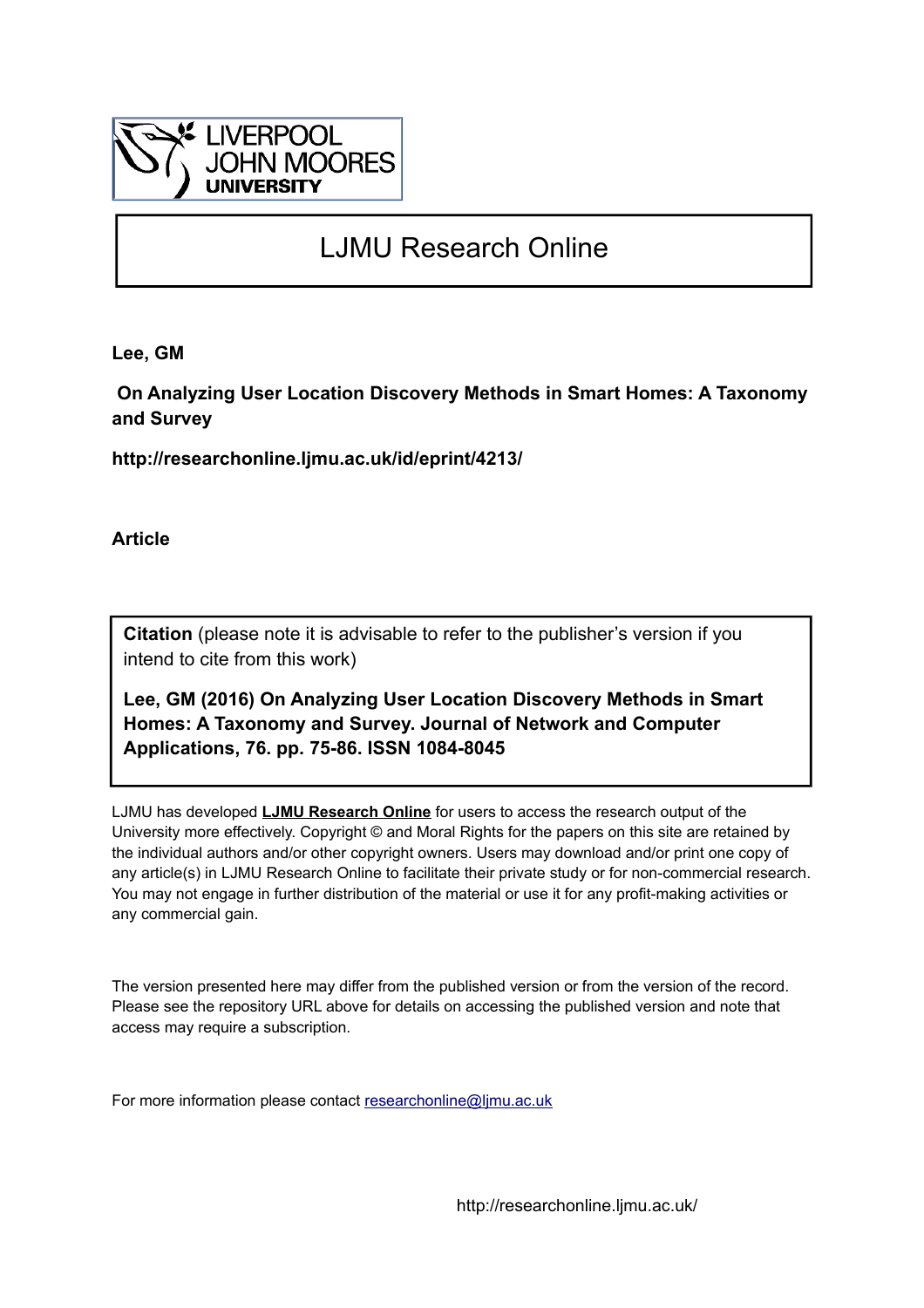# LJMU Research Online

**Lee, GM**

**On Analyzing User Location Discovery Methods in Smart Homes: A Taxonomy and Survey**

**http://researchonline.ljmu.ac.uk/id/eprint/4213/**

**Article**

**Citation** (please note it is advisable to refer to the publisher's version if you intend to cite from this work)

**Lee, GM (2016) On Analyzing User Location Discovery Methods in Smart Homes: A Taxonomy and Survey. Journal of Network and Computer Applications, 76. pp. 75-86. ISSN 1084-8045**

LJMU has developed **LJMU Research Online** for users to access the research output of the University more effectively. Copyright © and Moral Rights for the papers on this site are retained by the individual authors and/or other copyright owners. Users may download and/or print one copy of any article(s) in LJMU Research Online to facilitate their private study or for non-commercial research. You may not engage in further distribution of the material or use it for any profit-making activities or any commercial gain.

The version presented here may differ from the published version or from the version of the record. Please see the repository URL above for details on accessing the published version and note that access may require a subscription.

For more information please contact researchonline@ljmu.ac.uk

http://researchonline.ljmu.ac.uk/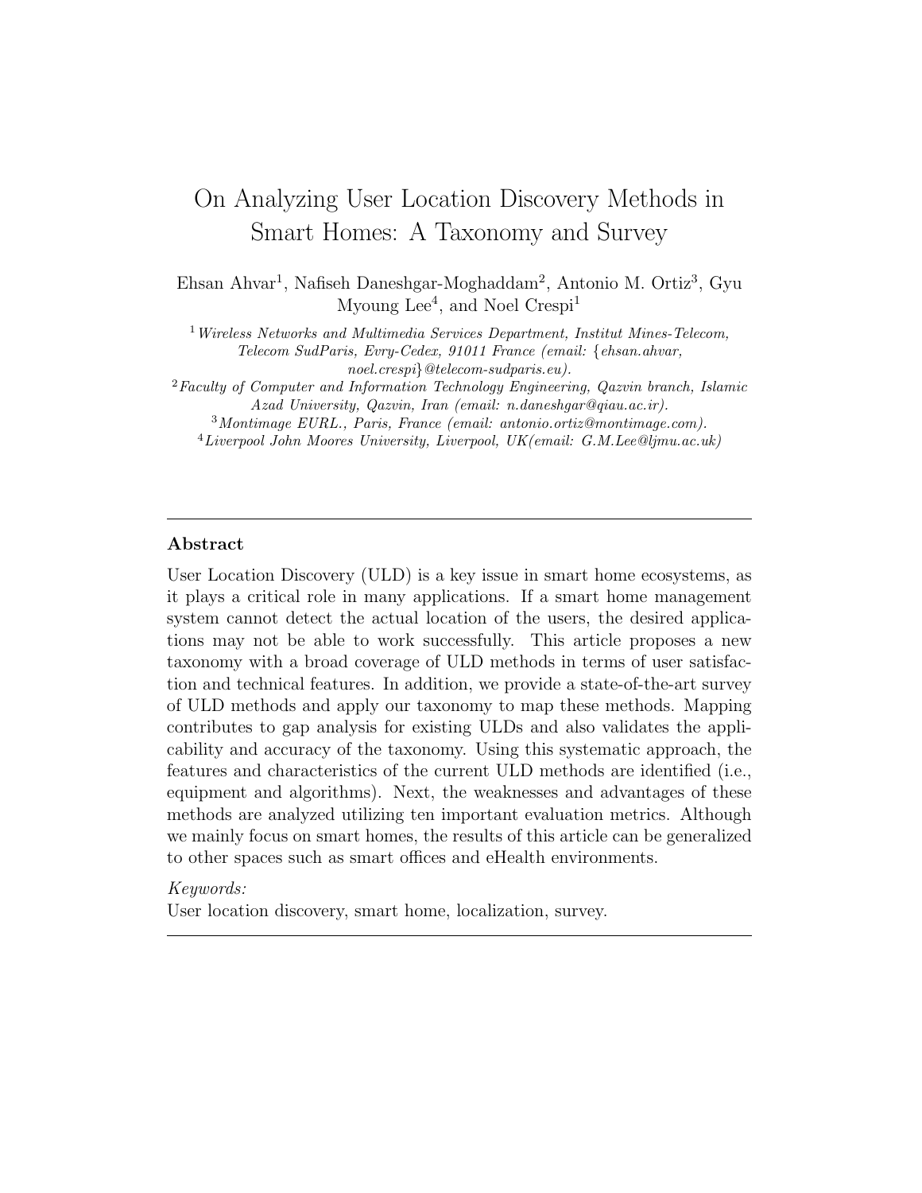# On Analyzing User Location Discovery Methods in Smart Homes: A Taxonomy and Survey

Ehsan Ahvar[1], Nafiseh Daneshgar-Moghaddam[2], Antonio M. Ortiz[3], Gyu Myoung Lee[4], and Noel Crespi[1]

[1] *Wireless Networks and Multimedia Services Department, Institut Mines-Telecom, Telecom SudParis, Evry-Cedex, 91011 France (email: {ehsan.ahvar, noel.crespi}@telecom-sudparis.eu).*

[2] *Faculty of Computer and Information Technology Engineering, Qazvin branch, Islamic Azad University, Qazvin, Iran (email: n.daneshgar@qiau.ac.ir).*

[3] *Montimage EURL., Paris, France (email: antonio.ortiz@montimage.com).*

[4] *Liverpool John Moores University, Liverpool, UK(email: G.M.Lee@ljmu.ac.uk)*

---

**Abstract**

User Location Discovery (ULD) is a key issue in smart home ecosystems, as it plays a critical role in many applications. If a smart home management system cannot detect the actual location of the users, the desired applications may not be able to work successfully. This article proposes a new taxonomy with a broad coverage of ULD methods in terms of user satisfaction and technical features. In addition, we provide a state-of-the-art survey of ULD methods and apply our taxonomy to map these methods. Mapping contributes to gap analysis for existing ULDs and also validates the applicability and accuracy of the taxonomy. Using this systematic approach, the features and characteristics of the current ULD methods are identified (i.e., equipment and algorithms). Next, the weaknesses and advantages of these methods are analyzed utilizing ten important evaluation metrics. Although we mainly focus on smart homes, the results of this article can be generalized to other spaces such as smart offices and eHealth environments.

*Keywords:*
User location discovery, smart home, localization, survey.

---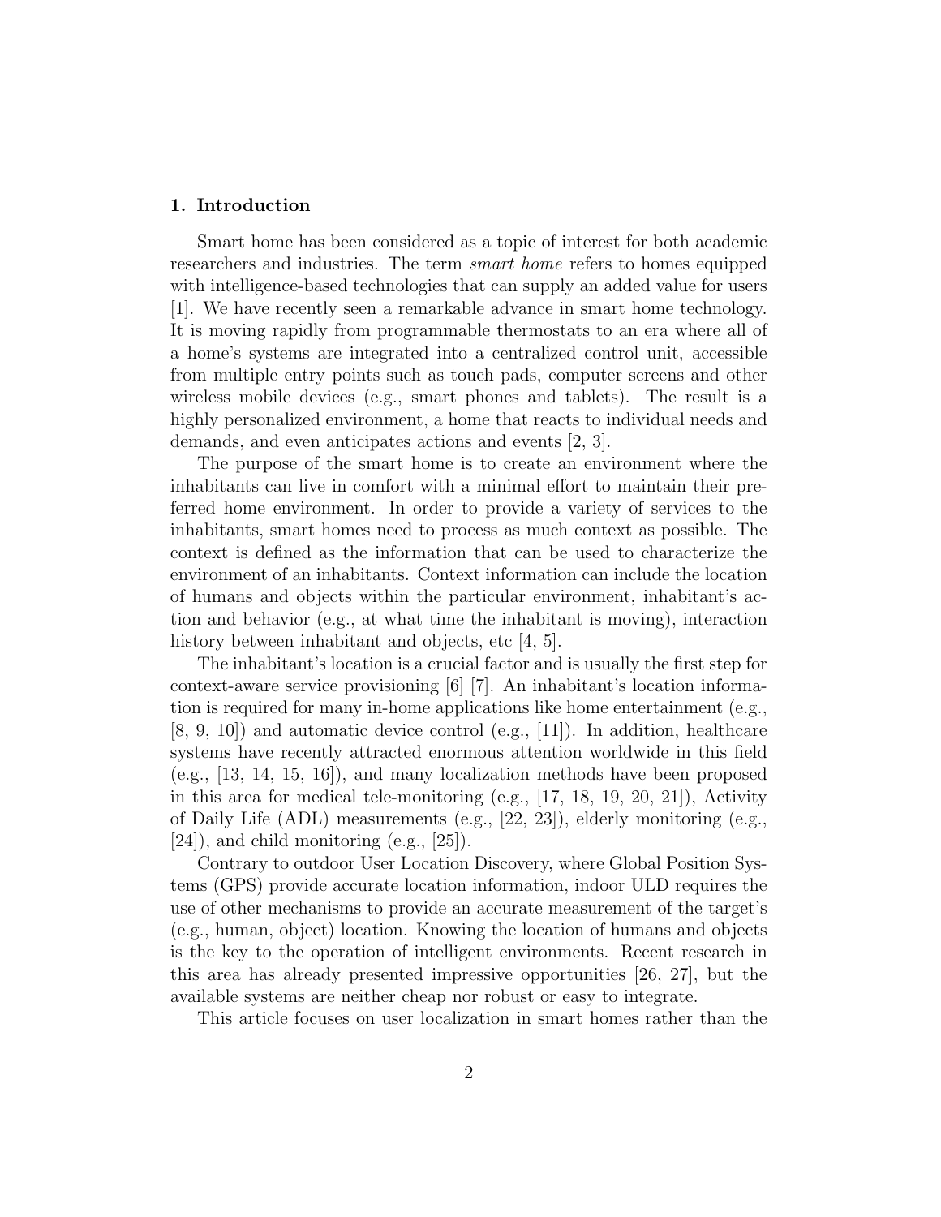## 1. Introduction

Smart home has been considered as a topic of interest for both academic researchers and industries. The term *smart home* refers to homes equipped with intelligence-based technologies that can supply an added value for users [1]. We have recently seen a remarkable advance in smart home technology. It is moving rapidly from programmable thermostats to an era where all of a home's systems are integrated into a centralized control unit, accessible from multiple entry points such as touch pads, computer screens and other wireless mobile devices (e.g., smart phones and tablets). The result is a highly personalized environment, a home that reacts to individual needs and demands, and even anticipates actions and events [2, 3].

The purpose of the smart home is to create an environment where the inhabitants can live in comfort with a minimal effort to maintain their preferred home environment. In order to provide a variety of services to the inhabitants, smart homes need to process as much context as possible. The context is defined as the information that can be used to characterize the environment of an inhabitants. Context information can include the location of humans and objects within the particular environment, inhabitant's action and behavior (e.g., at what time the inhabitant is moving), interaction history between inhabitant and objects, etc [4, 5].

The inhabitant's location is a crucial factor and is usually the first step for context-aware service provisioning [6] [7]. An inhabitant's location information is required for many in-home applications like home entertainment (e.g., [8, 9, 10]) and automatic device control (e.g., [11]). In addition, healthcare systems have recently attracted enormous attention worldwide in this field (e.g., [13, 14, 15, 16]), and many localization methods have been proposed in this area for medical tele-monitoring (e.g., [17, 18, 19, 20, 21]), Activity of Daily Life (ADL) measurements (e.g., [22, 23]), elderly monitoring (e.g., [24]), and child monitoring (e.g., [25]).

Contrary to outdoor User Location Discovery, where Global Position Systems (GPS) provide accurate location information, indoor ULD requires the use of other mechanisms to provide an accurate measurement of the target's (e.g., human, object) location. Knowing the location of humans and objects is the key to the operation of intelligent environments. Recent research in this area has already presented impressive opportunities [26, 27], but the available systems are neither cheap nor robust or easy to integrate.

This article focuses on user localization in smart homes rather than the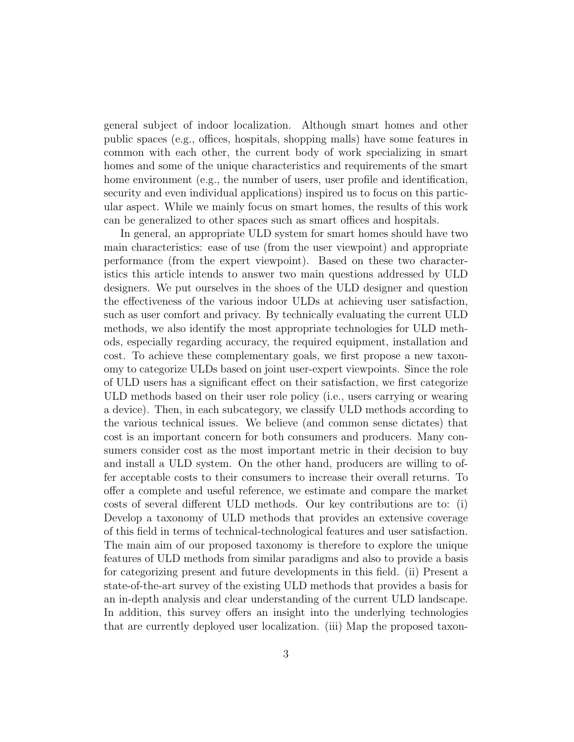general subject of indoor localization. Although smart homes and other public spaces (e.g., offices, hospitals, shopping malls) have some features in common with each other, the current body of work specializing in smart homes and some of the unique characteristics and requirements of the smart home environment (e.g., the number of users, user profile and identification, security and even individual applications) inspired us to focus on this particular aspect. While we mainly focus on smart homes, the results of this work can be generalized to other spaces such as smart offices and hospitals.

In general, an appropriate ULD system for smart homes should have two main characteristics: ease of use (from the user viewpoint) and appropriate performance (from the expert viewpoint). Based on these two characteristics this article intends to answer two main questions addressed by ULD designers. We put ourselves in the shoes of the ULD designer and question the effectiveness of the various indoor ULDs at achieving user satisfaction, such as user comfort and privacy. By technically evaluating the current ULD methods, we also identify the most appropriate technologies for ULD methods, especially regarding accuracy, the required equipment, installation and cost. To achieve these complementary goals, we first propose a new taxonomy to categorize ULDs based on joint user-expert viewpoints. Since the role of ULD users has a significant effect on their satisfaction, we first categorize ULD methods based on their user role policy (i.e., users carrying or wearing a device). Then, in each subcategory, we classify ULD methods according to the various technical issues. We believe (and common sense dictates) that cost is an important concern for both consumers and producers. Many consumers consider cost as the most important metric in their decision to buy and install a ULD system. On the other hand, producers are willing to offer acceptable costs to their consumers to increase their overall returns. To offer a complete and useful reference, we estimate and compare the market costs of several different ULD methods. Our key contributions are to: (i) Develop a taxonomy of ULD methods that provides an extensive coverage of this field in terms of technical-technological features and user satisfaction. The main aim of our proposed taxonomy is therefore to explore the unique features of ULD methods from similar paradigms and also to provide a basis for categorizing present and future developments in this field. (ii) Present a state-of-the-art survey of the existing ULD methods that provides a basis for an in-depth analysis and clear understanding of the current ULD landscape. In addition, this survey offers an insight into the underlying technologies that are currently deployed user localization. (iii) Map the proposed taxon-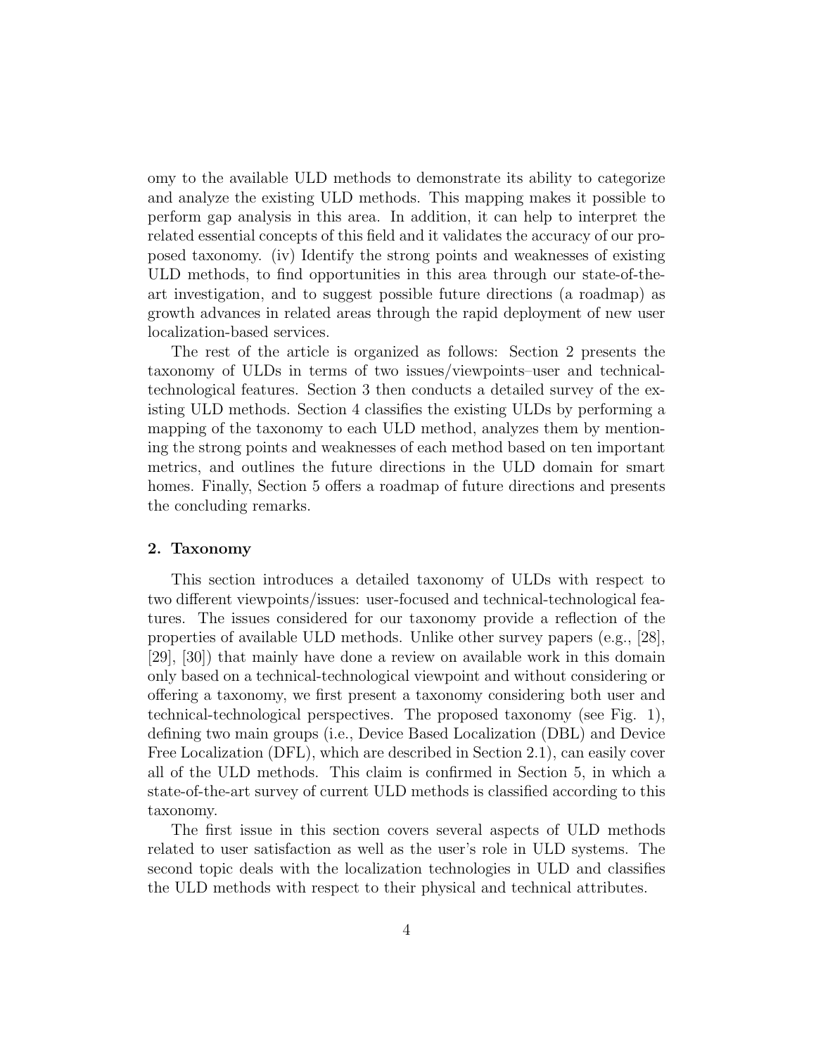omy to the available ULD methods to demonstrate its ability to categorize and analyze the existing ULD methods. This mapping makes it possible to perform gap analysis in this area. In addition, it can help to interpret the related essential concepts of this field and it validates the accuracy of our proposed taxonomy. (iv) Identify the strong points and weaknesses of existing ULD methods, to find opportunities in this area through our state-of-the-art investigation, and to suggest possible future directions (a roadmap) as growth advances in related areas through the rapid deployment of new user localization-based services.

The rest of the article is organized as follows: Section 2 presents the taxonomy of ULDs in terms of two issues/viewpoints–user and technical-technological features. Section 3 then conducts a detailed survey of the existing ULD methods. Section 4 classifies the existing ULDs by performing a mapping of the taxonomy to each ULD method, analyzes them by mentioning the strong points and weaknesses of each method based on ten important metrics, and outlines the future directions in the ULD domain for smart homes. Finally, Section 5 offers a roadmap of future directions and presents the concluding remarks.

## 2. Taxonomy

This section introduces a detailed taxonomy of ULDs with respect to two different viewpoints/issues: user-focused and technical-technological features. The issues considered for our taxonomy provide a reflection of the properties of available ULD methods. Unlike other survey papers (e.g., [28], [29], [30]) that mainly have done a review on available work in this domain only based on a technical-technological viewpoint and without considering or offering a taxonomy, we first present a taxonomy considering both user and technical-technological perspectives. The proposed taxonomy (see Fig. 1), defining two main groups (i.e., Device Based Localization (DBL) and Device Free Localization (DFL), which are described in Section 2.1), can easily cover all of the ULD methods. This claim is confirmed in Section 5, in which a state-of-the-art survey of current ULD methods is classified according to this taxonomy.

The first issue in this section covers several aspects of ULD methods related to user satisfaction as well as the user's role in ULD systems. The second topic deals with the localization technologies in ULD and classifies the ULD methods with respect to their physical and technical attributes.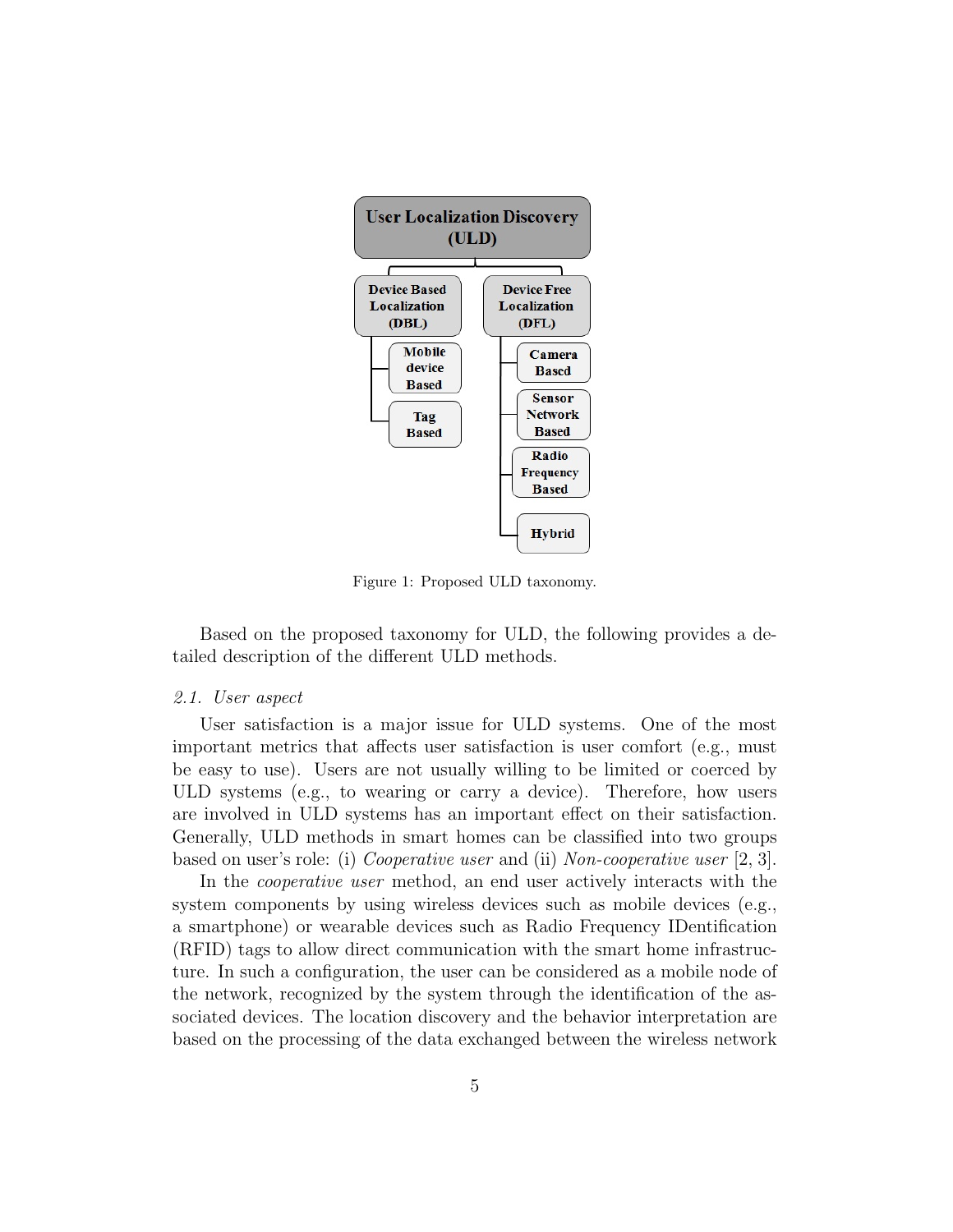Figure 1: Proposed ULD taxonomy.

Based on the proposed taxonomy for ULD, the following provides a detailed description of the different ULD methods.

### *2.1. User aspect*

User satisfaction is a major issue for ULD systems. One of the most important metrics that affects user satisfaction is user comfort (e.g., must be easy to use). Users are not usually willing to be limited or coerced by ULD systems (e.g., to wearing or carry a device). Therefore, how users are involved in ULD systems has an important effect on their satisfaction. Generally, ULD methods in smart homes can be classified into two groups based on user's role: (i) *Cooperative user* and (ii) *Non-cooperative user* [2, 3].

In the *cooperative user* method, an end user actively interacts with the system components by using wireless devices such as mobile devices (e.g., a smartphone) or wearable devices such as Radio Frequency IDentification (RFID) tags to allow direct communication with the smart home infrastructure. In such a configuration, the user can be considered as a mobile node of the network, recognized by the system through the identification of the associated devices. The location discovery and the behavior interpretation are based on the processing of the data exchanged between the wireless network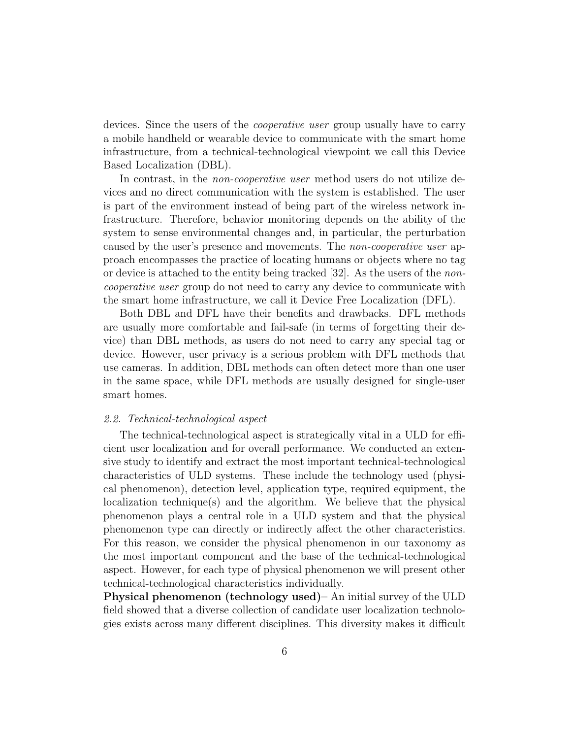devices. Since the users of the *cooperative user* group usually have to carry a mobile handheld or wearable device to communicate with the smart home infrastructure, from a technical-technological viewpoint we call this Device Based Localization (DBL).

In contrast, in the *non-cooperative user* method users do not utilize devices and no direct communication with the system is established. The user is part of the environment instead of being part of the wireless network infrastructure. Therefore, behavior monitoring depends on the ability of the system to sense environmental changes and, in particular, the perturbation caused by the user's presence and movements. The *non-cooperative user* approach encompasses the practice of locating humans or objects where no tag or device is attached to the entity being tracked [32]. As the users of the *non-cooperative user* group do not need to carry any device to communicate with the smart home infrastructure, we call it Device Free Localization (DFL).

Both DBL and DFL have their benefits and drawbacks. DFL methods are usually more comfortable and fail-safe (in terms of forgetting their device) than DBL methods, as users do not need to carry any special tag or device. However, user privacy is a serious problem with DFL methods that use cameras. In addition, DBL methods can often detect more than one user in the same space, while DFL methods are usually designed for single-user smart homes.

### *2.2. Technical-technological aspect*

The technical-technological aspect is strategically vital in a ULD for efficient user localization and for overall performance. We conducted an extensive study to identify and extract the most important technical-technological characteristics of ULD systems. These include the technology used (physical phenomenon), detection level, application type, required equipment, the localization technique(s) and the algorithm. We believe that the physical phenomenon plays a central role in a ULD system and that the physical phenomenon type can directly or indirectly affect the other characteristics. For this reason, we consider the physical phenomenon in our taxonomy as the most important component and the base of the technical-technological aspect. However, for each type of physical phenomenon we will present other technical-technological characteristics individually.

**Physical phenomenon (technology used)**– An initial survey of the ULD field showed that a diverse collection of candidate user localization technologies exists across many different disciplines. This diversity makes it difficult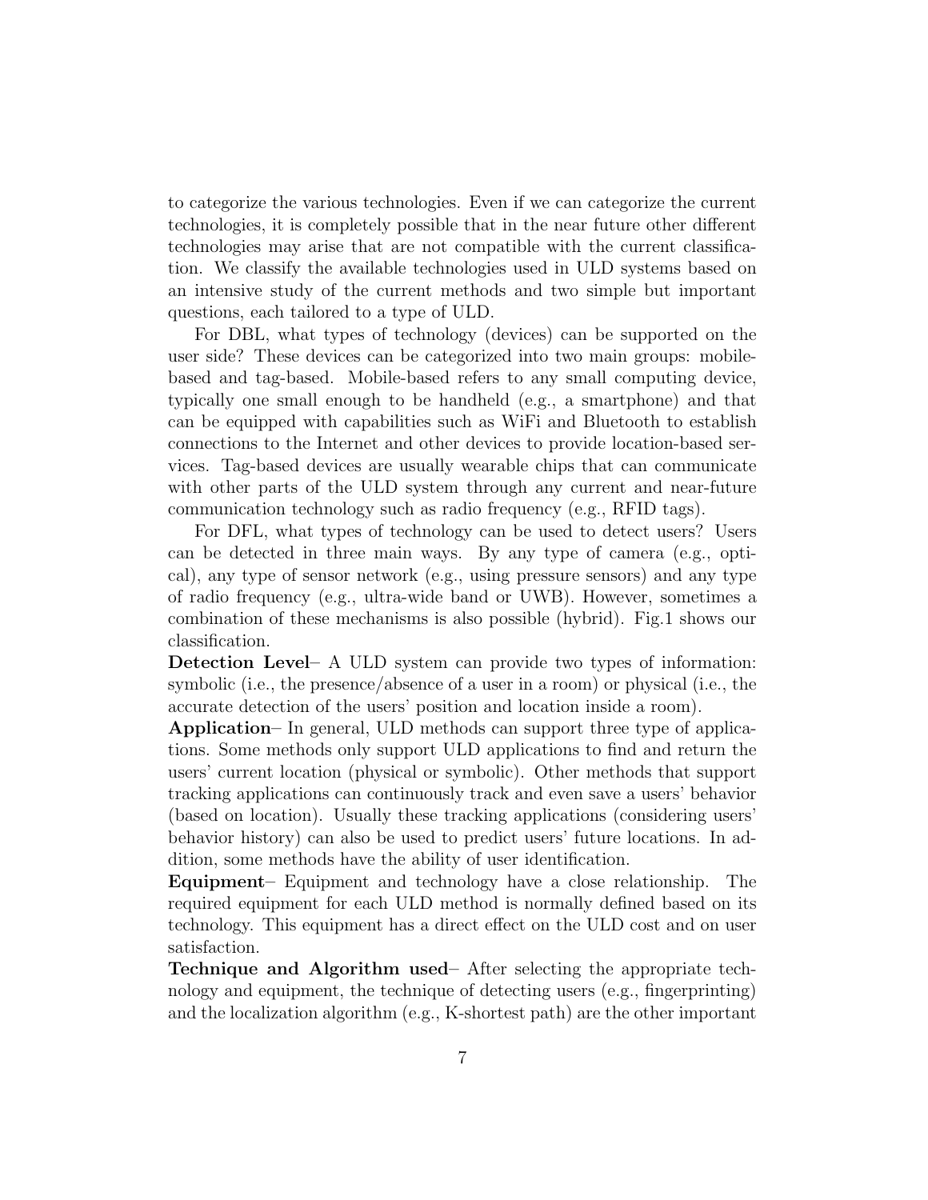to categorize the various technologies. Even if we can categorize the current technologies, it is completely possible that in the near future other different technologies may arise that are not compatible with the current classification. We classify the available technologies used in ULD systems based on an intensive study of the current methods and two simple but important questions, each tailored to a type of ULD.

For DBL, what types of technology (devices) can be supported on the user side? These devices can be categorized into two main groups: mobile-based and tag-based. Mobile-based refers to any small computing device, typically one small enough to be handheld (e.g., a smartphone) and that can be equipped with capabilities such as WiFi and Bluetooth to establish connections to the Internet and other devices to provide location-based services. Tag-based devices are usually wearable chips that can communicate with other parts of the ULD system through any current and near-future communication technology such as radio frequency (e.g., RFID tags).

For DFL, what types of technology can be used to detect users? Users can be detected in three main ways. By any type of camera (e.g., optical), any type of sensor network (e.g., using pressure sensors) and any type of radio frequency (e.g., ultra-wide band or UWB). However, sometimes a combination of these mechanisms is also possible (hybrid). Fig.1 shows our classification.

**Detection Level**– A ULD system can provide two types of information: symbolic (i.e., the presence/absence of a user in a room) or physical (i.e., the accurate detection of the users' position and location inside a room).

**Application**– In general, ULD methods can support three type of applications. Some methods only support ULD applications to find and return the users' current location (physical or symbolic). Other methods that support tracking applications can continuously track and even save a users' behavior (based on location). Usually these tracking applications (considering users' behavior history) can also be used to predict users' future locations. In addition, some methods have the ability of user identification.

**Equipment**– Equipment and technology have a close relationship. The required equipment for each ULD method is normally defined based on its technology. This equipment has a direct effect on the ULD cost and on user satisfaction.

**Technique and Algorithm used**– After selecting the appropriate technology and equipment, the technique of detecting users (e.g., fingerprinting) and the localization algorithm (e.g., K-shortest path) are the other important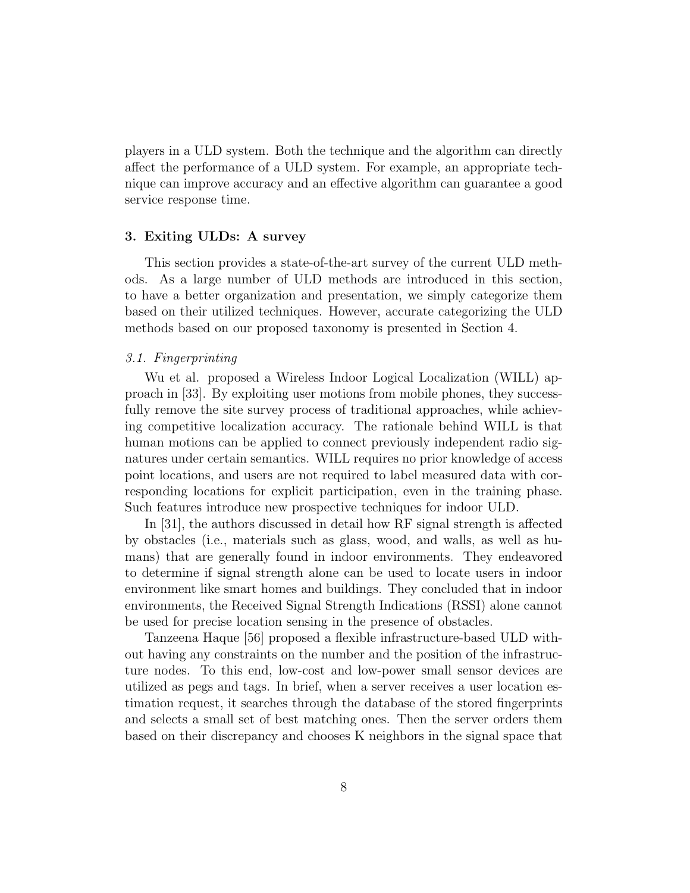players in a ULD system. Both the technique and the algorithm can directly affect the performance of a ULD system. For example, an appropriate technique can improve accuracy and an effective algorithm can guarantee a good service response time.

## 3. Exiting ULDs: A survey

This section provides a state-of-the-art survey of the current ULD methods. As a large number of ULD methods are introduced in this section, to have a better organization and presentation, we simply categorize them based on their utilized techniques. However, accurate categorizing the ULD methods based on our proposed taxonomy is presented in Section 4.

### *3.1. Fingerprinting*

Wu et al. proposed a Wireless Indoor Logical Localization (WILL) approach in [33]. By exploiting user motions from mobile phones, they successfully remove the site survey process of traditional approaches, while achieving competitive localization accuracy. The rationale behind WILL is that human motions can be applied to connect previously independent radio signatures under certain semantics. WILL requires no prior knowledge of access point locations, and users are not required to label measured data with corresponding locations for explicit participation, even in the training phase. Such features introduce new prospective techniques for indoor ULD.

In [31], the authors discussed in detail how RF signal strength is affected by obstacles (i.e., materials such as glass, wood, and walls, as well as humans) that are generally found in indoor environments. They endeavored to determine if signal strength alone can be used to locate users in indoor environment like smart homes and buildings. They concluded that in indoor environments, the Received Signal Strength Indications (RSSI) alone cannot be used for precise location sensing in the presence of obstacles.

Tanzeena Haque [56] proposed a flexible infrastructure-based ULD without having any constraints on the number and the position of the infrastructure nodes. To this end, low-cost and low-power small sensor devices are utilized as pegs and tags. In brief, when a server receives a user location estimation request, it searches through the database of the stored fingerprints and selects a small set of best matching ones. Then the server orders them based on their discrepancy and chooses K neighbors in the signal space that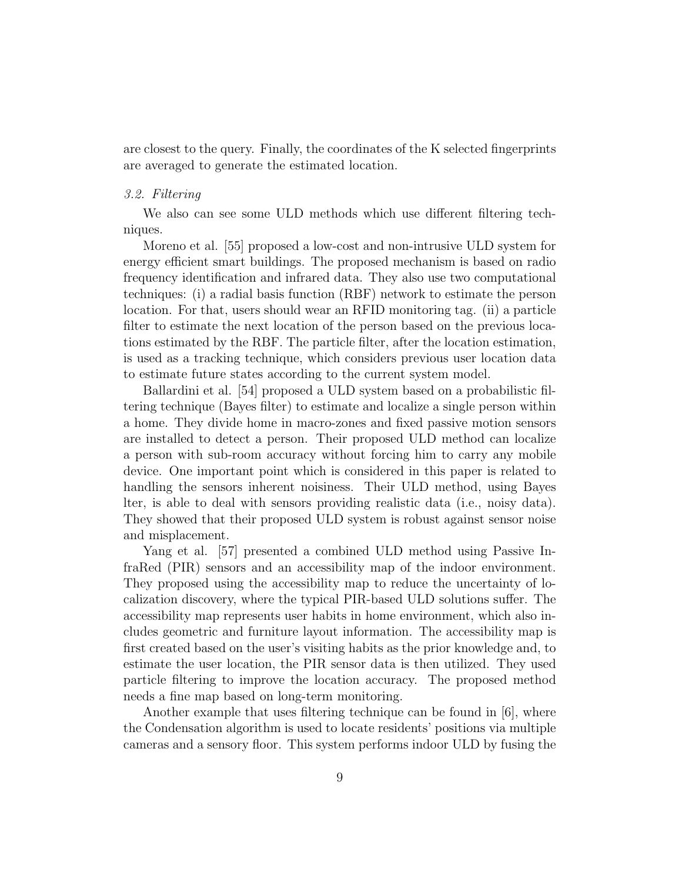are closest to the query. Finally, the coordinates of the K selected fingerprints are averaged to generate the estimated location.

### *3.2. Filtering*

We also can see some ULD methods which use different filtering techniques.

Moreno et al. [55] proposed a low-cost and non-intrusive ULD system for energy efficient smart buildings. The proposed mechanism is based on radio frequency identification and infrared data. They also use two computational techniques: (i) a radial basis function (RBF) network to estimate the person location. For that, users should wear an RFID monitoring tag. (ii) a particle filter to estimate the next location of the person based on the previous locations estimated by the RBF. The particle filter, after the location estimation, is used as a tracking technique, which considers previous user location data to estimate future states according to the current system model.

Ballardini et al. [54] proposed a ULD system based on a probabilistic filtering technique (Bayes filter) to estimate and localize a single person within a home. They divide home in macro-zones and fixed passive motion sensors are installed to detect a person. Their proposed ULD method can localize a person with sub-room accuracy without forcing him to carry any mobile device. One important point which is considered in this paper is related to handling the sensors inherent noisiness. Their ULD method, using Bayes lter, is able to deal with sensors providing realistic data (i.e., noisy data). They showed that their proposed ULD system is robust against sensor noise and misplacement.

Yang et al. [57] presented a combined ULD method using Passive InfraRed (PIR) sensors and an accessibility map of the indoor environment. They proposed using the accessibility map to reduce the uncertainty of localization discovery, where the typical PIR-based ULD solutions suffer. The accessibility map represents user habits in home environment, which also includes geometric and furniture layout information. The accessibility map is first created based on the user's visiting habits as the prior knowledge and, to estimate the user location, the PIR sensor data is then utilized. They used particle filtering to improve the location accuracy. The proposed method needs a fine map based on long-term monitoring.

Another example that uses filtering technique can be found in [6], where the Condensation algorithm is used to locate residents' positions via multiple cameras and a sensory floor. This system performs indoor ULD by fusing the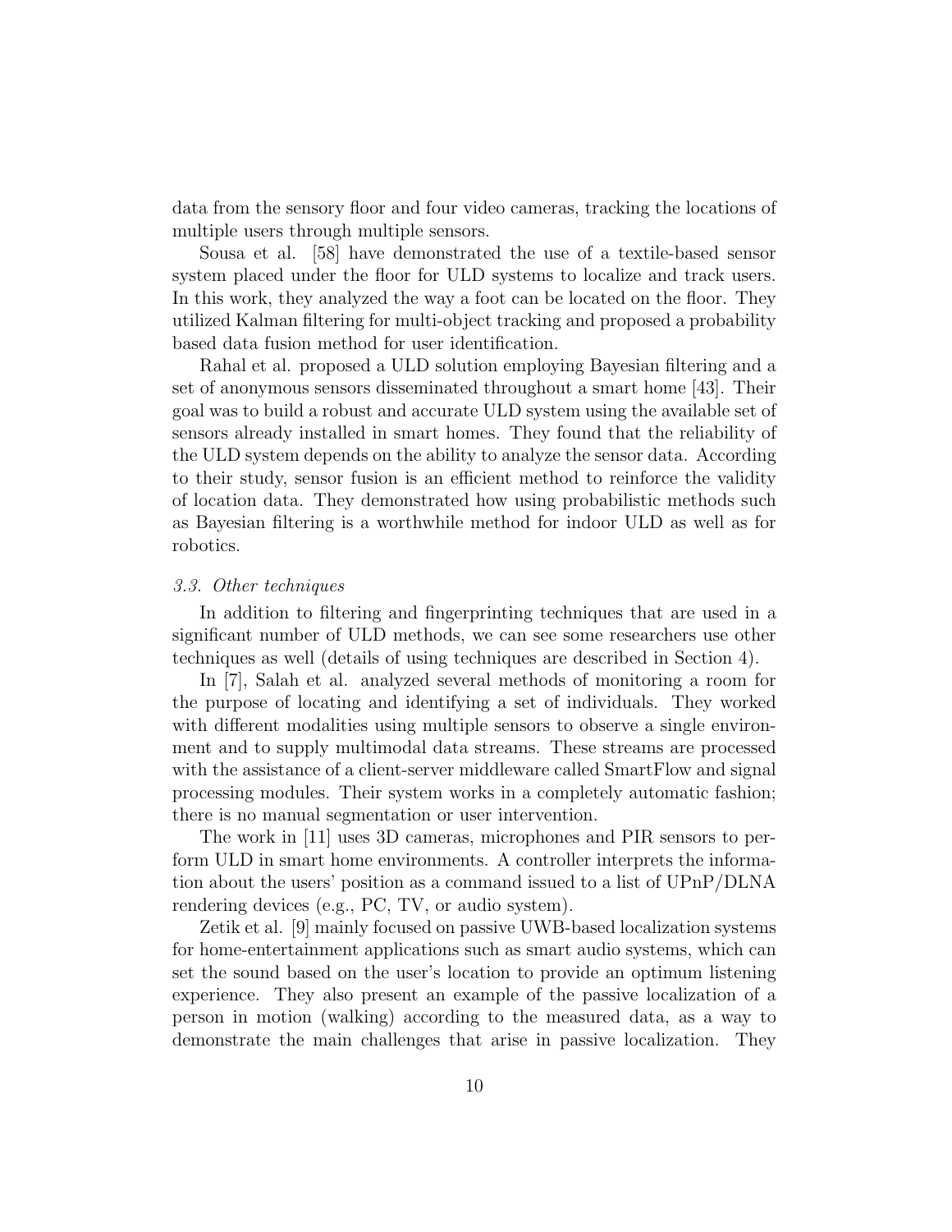data from the sensory floor and four video cameras, tracking the locations of multiple users through multiple sensors.

Sousa et al. [58] have demonstrated the use of a textile-based sensor system placed under the floor for ULD systems to localize and track users. In this work, they analyzed the way a foot can be located on the floor. They utilized Kalman filtering for multi-object tracking and proposed a probability based data fusion method for user identification.

Rahal et al. proposed a ULD solution employing Bayesian filtering and a set of anonymous sensors disseminated throughout a smart home [43]. Their goal was to build a robust and accurate ULD system using the available set of sensors already installed in smart homes. They found that the reliability of the ULD system depends on the ability to analyze the sensor data. According to their study, sensor fusion is an efficient method to reinforce the validity of location data. They demonstrated how using probabilistic methods such as Bayesian filtering is a worthwhile method for indoor ULD as well as for robotics.

### *3.3. Other techniques*

In addition to filtering and fingerprinting techniques that are used in a significant number of ULD methods, we can see some researchers use other techniques as well (details of using techniques are described in Section 4).

In [7], Salah et al. analyzed several methods of monitoring a room for the purpose of locating and identifying a set of individuals. They worked with different modalities using multiple sensors to observe a single environment and to supply multimodal data streams. These streams are processed with the assistance of a client-server middleware called SmartFlow and signal processing modules. Their system works in a completely automatic fashion; there is no manual segmentation or user intervention.

The work in [11] uses 3D cameras, microphones and PIR sensors to perform ULD in smart home environments. A controller interprets the information about the users' position as a command issued to a list of UPnP/DLNA rendering devices (e.g., PC, TV, or audio system).

Zetik et al. [9] mainly focused on passive UWB-based localization systems for home-entertainment applications such as smart audio systems, which can set the sound based on the user's location to provide an optimum listening experience. They also present an example of the passive localization of a person in motion (walking) according to the measured data, as a way to demonstrate the main challenges that arise in passive localization. They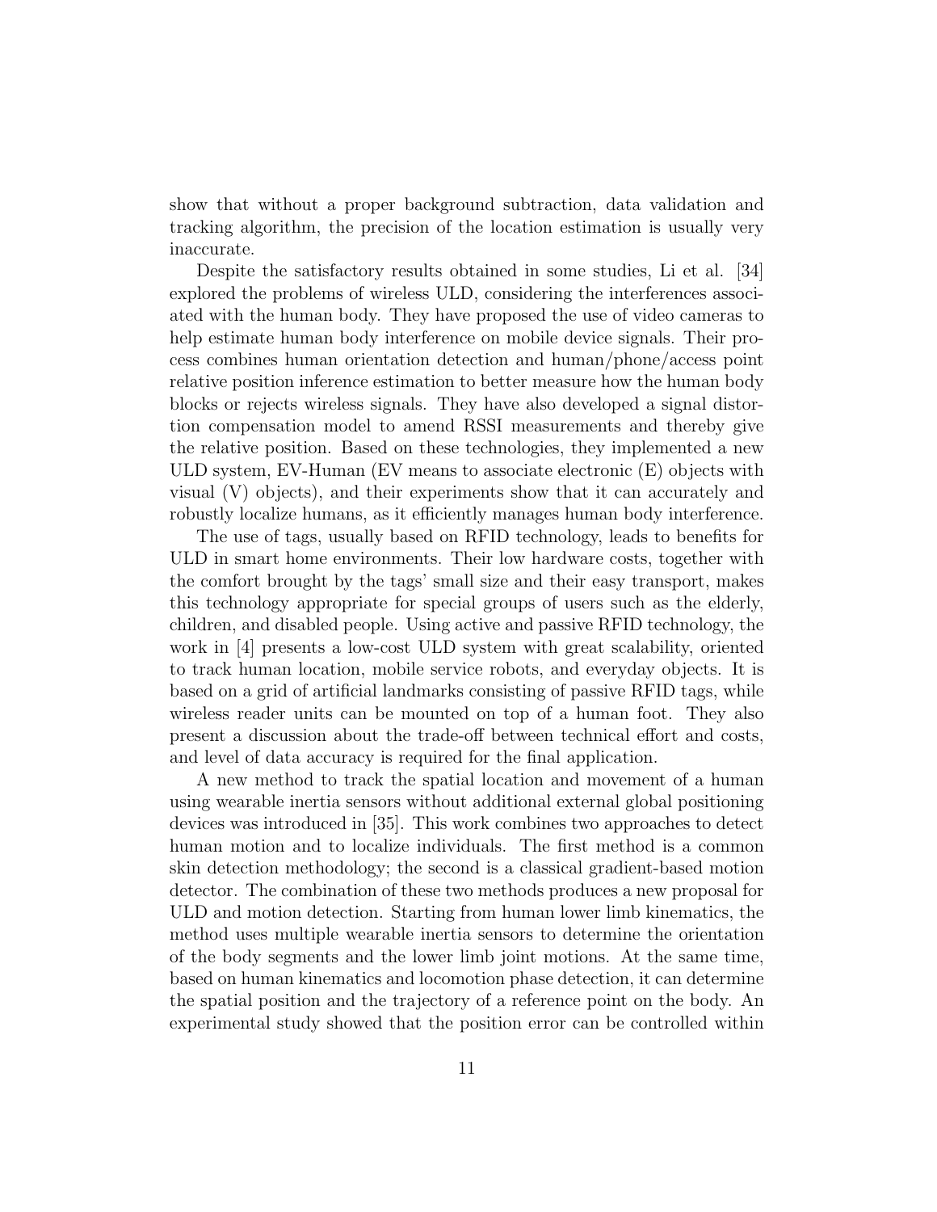show that without a proper background subtraction, data validation and tracking algorithm, the precision of the location estimation is usually very inaccurate.

Despite the satisfactory results obtained in some studies, Li et al. [34] explored the problems of wireless ULD, considering the interferences associated with the human body. They have proposed the use of video cameras to help estimate human body interference on mobile device signals. Their process combines human orientation detection and human/phone/access point relative position inference estimation to better measure how the human body blocks or rejects wireless signals. They have also developed a signal distortion compensation model to amend RSSI measurements and thereby give the relative position. Based on these technologies, they implemented a new ULD system, EV-Human (EV means to associate electronic (E) objects with visual (V) objects), and their experiments show that it can accurately and robustly localize humans, as it efficiently manages human body interference.

The use of tags, usually based on RFID technology, leads to benefits for ULD in smart home environments. Their low hardware costs, together with the comfort brought by the tags' small size and their easy transport, makes this technology appropriate for special groups of users such as the elderly, children, and disabled people. Using active and passive RFID technology, the work in [4] presents a low-cost ULD system with great scalability, oriented to track human location, mobile service robots, and everyday objects. It is based on a grid of artificial landmarks consisting of passive RFID tags, while wireless reader units can be mounted on top of a human foot. They also present a discussion about the trade-off between technical effort and costs, and level of data accuracy is required for the final application.

A new method to track the spatial location and movement of a human using wearable inertia sensors without additional external global positioning devices was introduced in [35]. This work combines two approaches to detect human motion and to localize individuals. The first method is a common skin detection methodology; the second is a classical gradient-based motion detector. The combination of these two methods produces a new proposal for ULD and motion detection. Starting from human lower limb kinematics, the method uses multiple wearable inertia sensors to determine the orientation of the body segments and the lower limb joint motions. At the same time, based on human kinematics and locomotion phase detection, it can determine the spatial position and the trajectory of a reference point on the body. An experimental study showed that the position error can be controlled within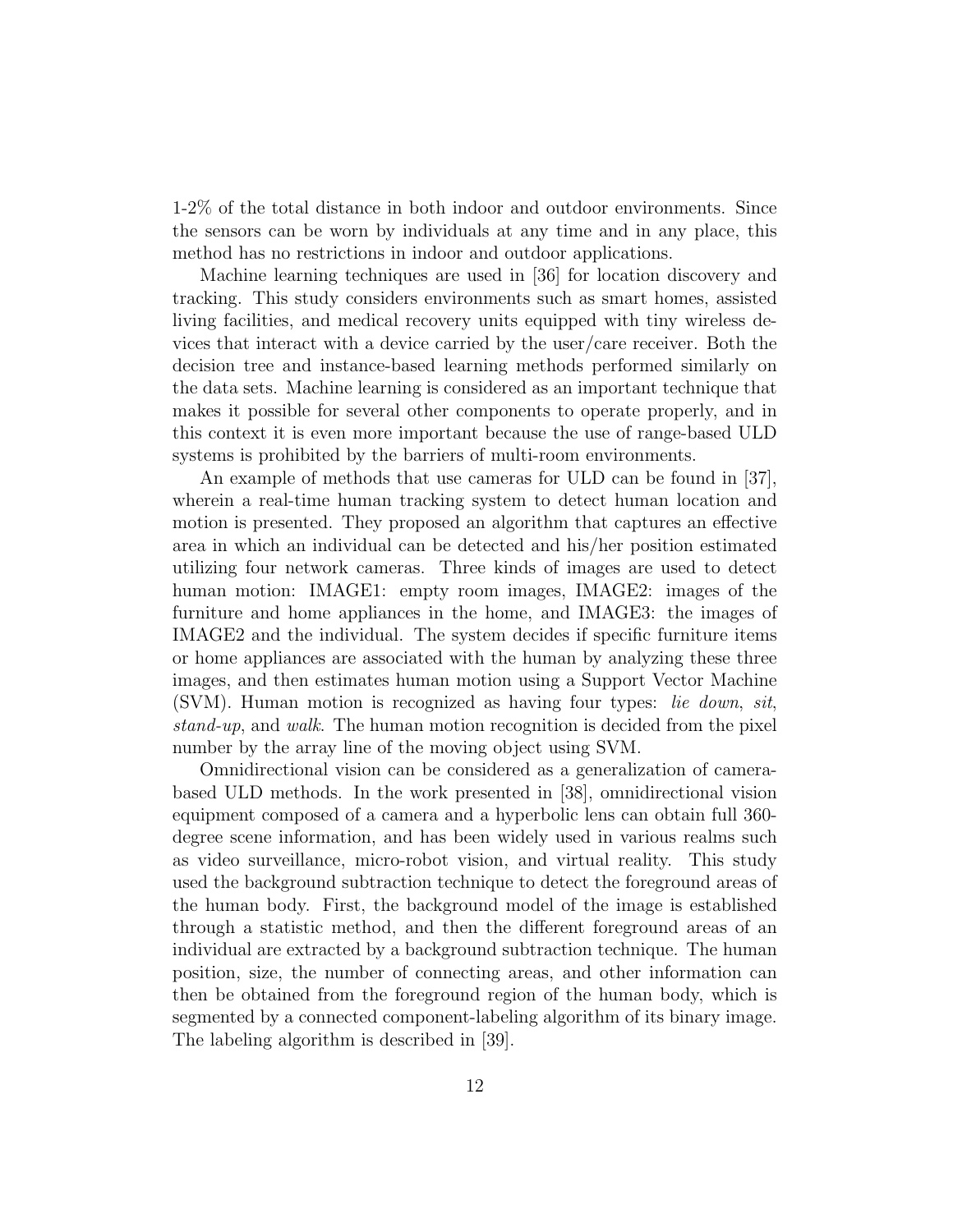1-2% of the total distance in both indoor and outdoor environments. Since the sensors can be worn by individuals at any time and in any place, this method has no restrictions in indoor and outdoor applications.

Machine learning techniques are used in [36] for location discovery and tracking. This study considers environments such as smart homes, assisted living facilities, and medical recovery units equipped with tiny wireless devices that interact with a device carried by the user/care receiver. Both the decision tree and instance-based learning methods performed similarly on the data sets. Machine learning is considered as an important technique that makes it possible for several other components to operate properly, and in this context it is even more important because the use of range-based ULD systems is prohibited by the barriers of multi-room environments.

An example of methods that use cameras for ULD can be found in [37], wherein a real-time human tracking system to detect human location and motion is presented. They proposed an algorithm that captures an effective area in which an individual can be detected and his/her position estimated utilizing four network cameras. Three kinds of images are used to detect human motion: IMAGE1: empty room images, IMAGE2: images of the furniture and home appliances in the home, and IMAGE3: the images of IMAGE2 and the individual. The system decides if specific furniture items or home appliances are associated with the human by analyzing these three images, and then estimates human motion using a Support Vector Machine (SVM). Human motion is recognized as having four types: *lie down*, *sit*, *stand-up*, and *walk*. The human motion recognition is decided from the pixel number by the array line of the moving object using SVM.

Omnidirectional vision can be considered as a generalization of camera-based ULD methods. In the work presented in [38], omnidirectional vision equipment composed of a camera and a hyperbolic lens can obtain full 360-degree scene information, and has been widely used in various realms such as video surveillance, micro-robot vision, and virtual reality. This study used the background subtraction technique to detect the foreground areas of the human body. First, the background model of the image is established through a statistic method, and then the different foreground areas of an individual are extracted by a background subtraction technique. The human position, size, the number of connecting areas, and other information can then be obtained from the foreground region of the human body, which is segmented by a connected component-labeling algorithm of its binary image. The labeling algorithm is described in [39].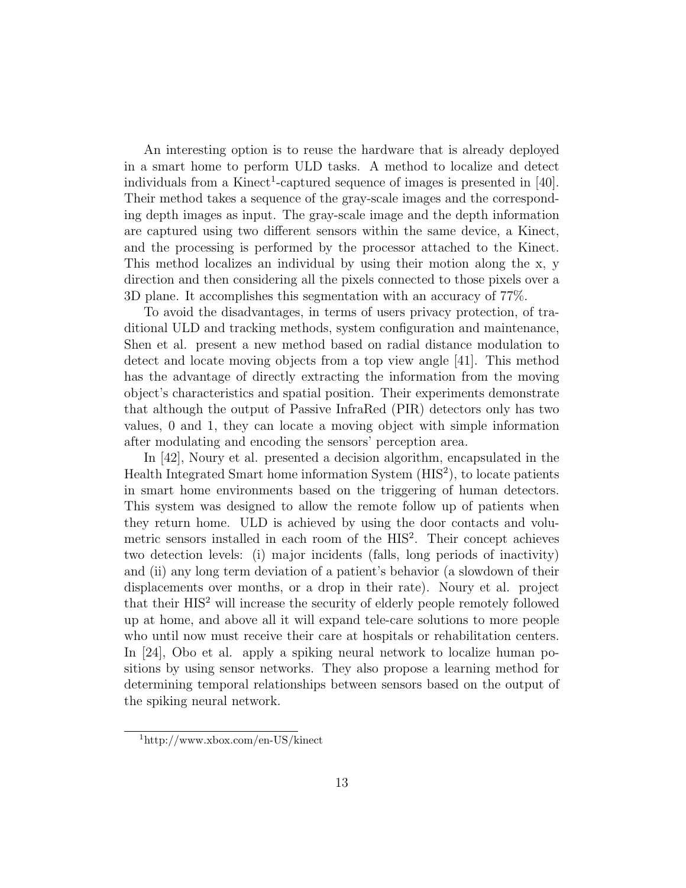An interesting option is to reuse the hardware that is already deployed in a smart home to perform ULD tasks. A method to localize and detect individuals from a Kinect[1]-captured sequence of images is presented in [40]. Their method takes a sequence of the gray-scale images and the corresponding depth images as input. The gray-scale image and the depth information are captured using two different sensors within the same device, a Kinect, and the processing is performed by the processor attached to the Kinect. This method localizes an individual by using their motion along the x, y direction and then considering all the pixels connected to those pixels over a 3D plane. It accomplishes this segmentation with an accuracy of 77%.

To avoid the disadvantages, in terms of users privacy protection, of traditional ULD and tracking methods, system configuration and maintenance, Shen et al. present a new method based on radial distance modulation to detect and locate moving objects from a top view angle [41]. This method has the advantage of directly extracting the information from the moving object's characteristics and spatial position. Their experiments demonstrate that although the output of Passive InfraRed (PIR) detectors only has two values, 0 and 1, they can locate a moving object with simple information after modulating and encoding the sensors' perception area.

In [42], Noury et al. presented a decision algorithm, encapsulated in the Health Integrated Smart home information System ($HIS^2$), to locate patients in smart home environments based on the triggering of human detectors. This system was designed to allow the remote follow up of patients when they return home. ULD is achieved by using the door contacts and volumetric sensors installed in each room of the $HIS^2$. Their concept achieves two detection levels: (i) major incidents (falls, long periods of inactivity) and (ii) any long term deviation of a patient's behavior (a slowdown of their displacements over months, or a drop in their rate). Noury et al. project that their $HIS^2$ will increase the security of elderly people remotely followed up at home, and above all it will expand tele-care solutions to more people who until now must receive their care at hospitals or rehabilitation centers. In [24], Obo et al. apply a spiking neural network to localize human positions by using sensor networks. They also propose a learning method for determining temporal relationships between sensors based on the output of the spiking neural network.

[1]http://www.xbox.com/en-US/kinect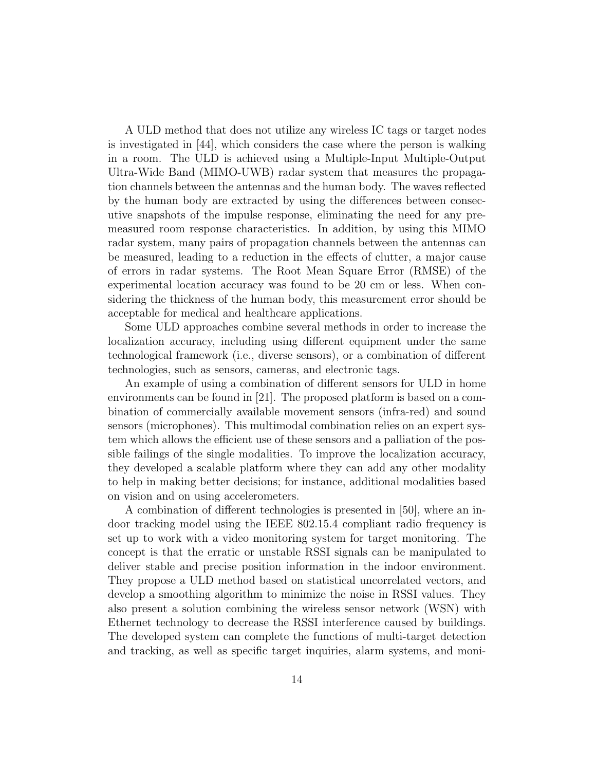A ULD method that does not utilize any wireless IC tags or target nodes is investigated in [44], which considers the case where the person is walking in a room. The ULD is achieved using a Multiple-Input Multiple-Output Ultra-Wide Band (MIMO-UWB) radar system that measures the propagation channels between the antennas and the human body. The waves reflected by the human body are extracted by using the differences between consecutive snapshots of the impulse response, eliminating the need for any pre-measured room response characteristics. In addition, by using this MIMO radar system, many pairs of propagation channels between the antennas can be measured, leading to a reduction in the effects of clutter, a major cause of errors in radar systems. The Root Mean Square Error (RMSE) of the experimental location accuracy was found to be 20 cm or less. When considering the thickness of the human body, this measurement error should be acceptable for medical and healthcare applications.

Some ULD approaches combine several methods in order to increase the localization accuracy, including using different equipment under the same technological framework (i.e., diverse sensors), or a combination of different technologies, such as sensors, cameras, and electronic tags.

An example of using a combination of different sensors for ULD in home environments can be found in [21]. The proposed platform is based on a combination of commercially available movement sensors (infra-red) and sound sensors (microphones). This multimodal combination relies on an expert system which allows the efficient use of these sensors and a palliation of the possible failings of the single modalities. To improve the localization accuracy, they developed a scalable platform where they can add any other modality to help in making better decisions; for instance, additional modalities based on vision and on using accelerometers.

A combination of different technologies is presented in [50], where an indoor tracking model using the IEEE 802.15.4 compliant radio frequency is set up to work with a video monitoring system for target monitoring. The concept is that the erratic or unstable RSSI signals can be manipulated to deliver stable and precise position information in the indoor environment. They propose a ULD method based on statistical uncorrelated vectors, and develop a smoothing algorithm to minimize the noise in RSSI values. They also present a solution combining the wireless sensor network (WSN) with Ethernet technology to decrease the RSSI interference caused by buildings. The developed system can complete the functions of multi-target detection and tracking, as well as specific target inquiries, alarm systems, and moni-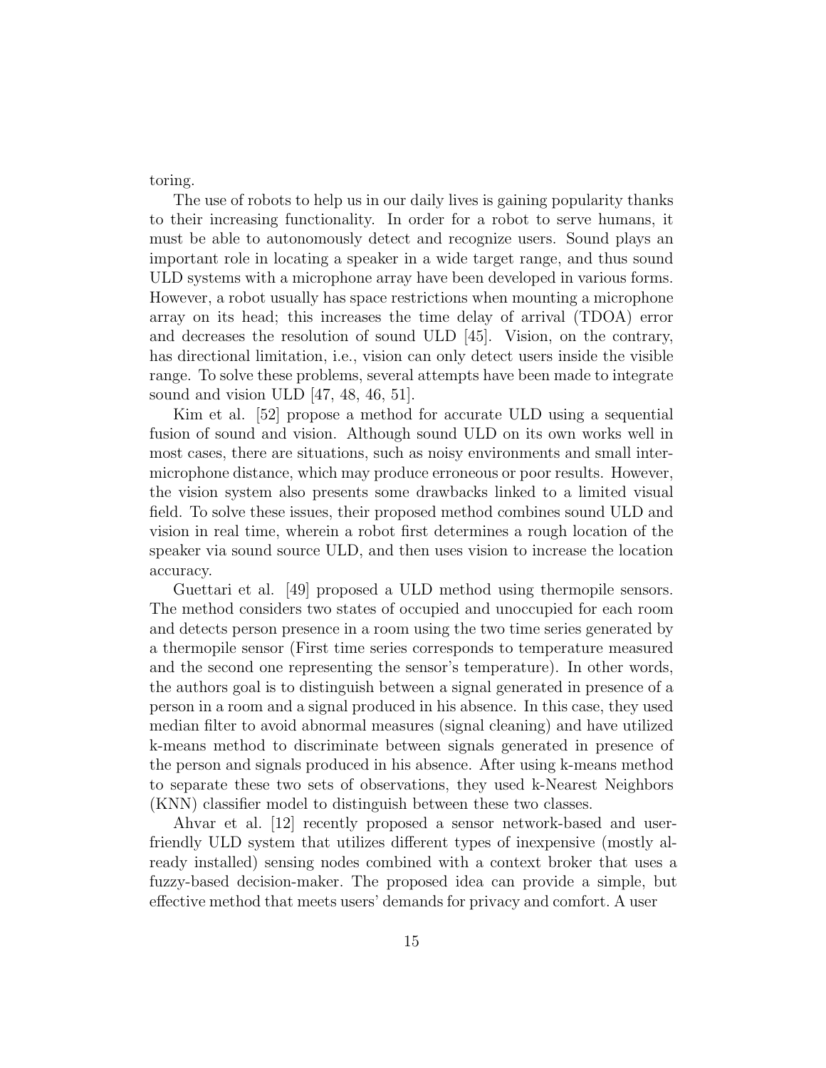toring.

The use of robots to help us in our daily lives is gaining popularity thanks to their increasing functionality. In order for a robot to serve humans, it must be able to autonomously detect and recognize users. Sound plays an important role in locating a speaker in a wide target range, and thus sound ULD systems with a microphone array have been developed in various forms. However, a robot usually has space restrictions when mounting a microphone array on its head; this increases the time delay of arrival (TDOA) error and decreases the resolution of sound ULD [45]. Vision, on the contrary, has directional limitation, i.e., vision can only detect users inside the visible range. To solve these problems, several attempts have been made to integrate sound and vision ULD [47, 48, 46, 51].

Kim et al. [52] propose a method for accurate ULD using a sequential fusion of sound and vision. Although sound ULD on its own works well in most cases, there are situations, such as noisy environments and small inter-microphone distance, which may produce erroneous or poor results. However, the vision system also presents some drawbacks linked to a limited visual field. To solve these issues, their proposed method combines sound ULD and vision in real time, wherein a robot first determines a rough location of the speaker via sound source ULD, and then uses vision to increase the location accuracy.

Guettari et al. [49] proposed a ULD method using thermopile sensors. The method considers two states of occupied and unoccupied for each room and detects person presence in a room using the two time series generated by a thermopile sensor (First time series corresponds to temperature measured and the second one representing the sensor's temperature). In other words, the authors goal is to distinguish between a signal generated in presence of a person in a room and a signal produced in his absence. In this case, they used median filter to avoid abnormal measures (signal cleaning) and have utilized k-means method to discriminate between signals generated in presence of the person and signals produced in his absence. After using k-means method to separate these two sets of observations, they used k-Nearest Neighbors (KNN) classifier model to distinguish between these two classes.

Ahvar et al. [12] recently proposed a sensor network-based and user-friendly ULD system that utilizes different types of inexpensive (mostly already installed) sensing nodes combined with a context broker that uses a fuzzy-based decision-maker. The proposed idea can provide a simple, but effective method that meets users' demands for privacy and comfort. A user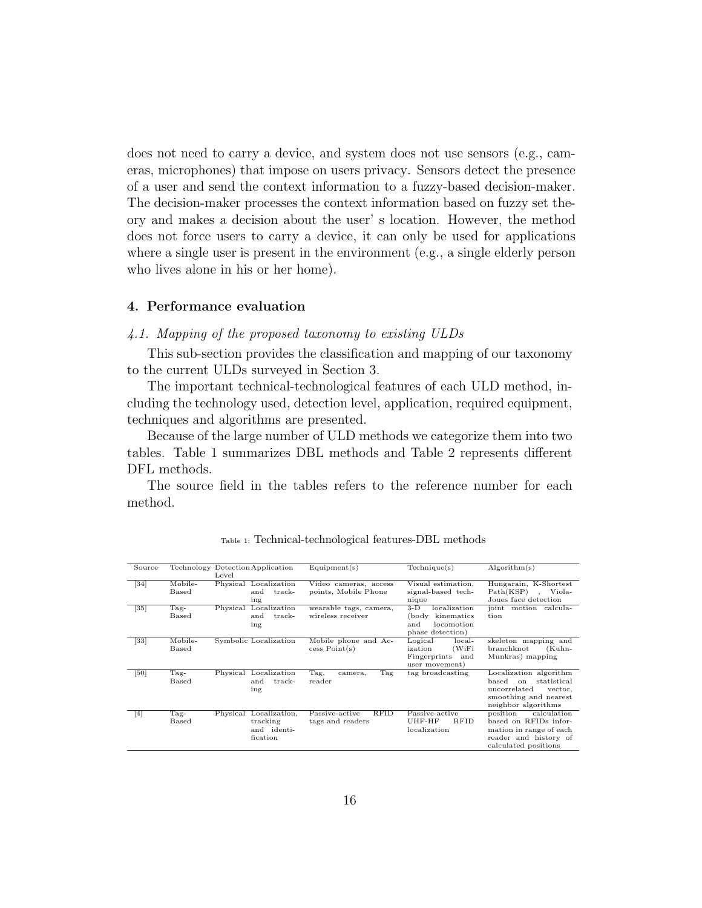does not need to carry a device, and system does not use sensors (e.g., cameras, microphones) that impose on users privacy. Sensors detect the presence of a user and send the context information to a fuzzy-based decision-maker. The decision-maker processes the context information based on fuzzy set theory and makes a decision about the user' s location. However, the method does not force users to carry a device, it can only be used for applications where a single user is present in the environment (e.g., a single elderly person who lives alone in his or her home).

## 4. Performance evaluation

### *4.1. Mapping of the proposed taxonomy to existing ULDs*

This sub-section provides the classification and mapping of our taxonomy to the current ULDs surveyed in Section 3.

The important technical-technological features of each ULD method, including the technology used, detection level, application, required equipment, techniques and algorithms are presented.

Because of the large number of ULD methods we categorize them into two tables. Table 1 summarizes DBL methods and Table 2 represents different DFL methods.

The source field in the tables refers to the reference number for each method.

Table 1: Technical-technological features-DBL methods

| Source | Technology | Detection Level | Application | Equipment(s) | Technique(s) | Algorithm(s) |
|---|---|---|---|---|---|---|
| [34] | Mobile-Based | Physical | Localization and tracking | Video cameras, access points, Mobile Phone | Visual estimation, signal-based technique | Hungarain, K-Shortest Path(KSP) , Viola-Joues face detection |
| [35] | Tag-Based | Physical | Localization and tracking | wearable tags, camera, wireless receiver | 3-D localization (body kinematics and locomotion phase detection) | joint motion calculation |
| [33] | Mobile-Based | Symbolic | Localization | Mobile phone and Access Point(s) | Logical localization (WiFi Fingerprints and user movement) | skeleton mapping and branchknot (Kuhn-Munkras) mapping |
| [50] | Tag-Based | Physical | Localization and tracking | Tag, camera, Tag reader | tag broadcasting | Localization algorithm based on statistical uncorrelated vector, smoothing and nearest neighbor algorithms |
| [4] | Tag-Based | Physical | Localization, tracking and identification | Passive-active RFID tags and readers | Passive-active UHF-HF RFID localization | position calculation based on RFIDs information in range of each reader and history of calculated positions |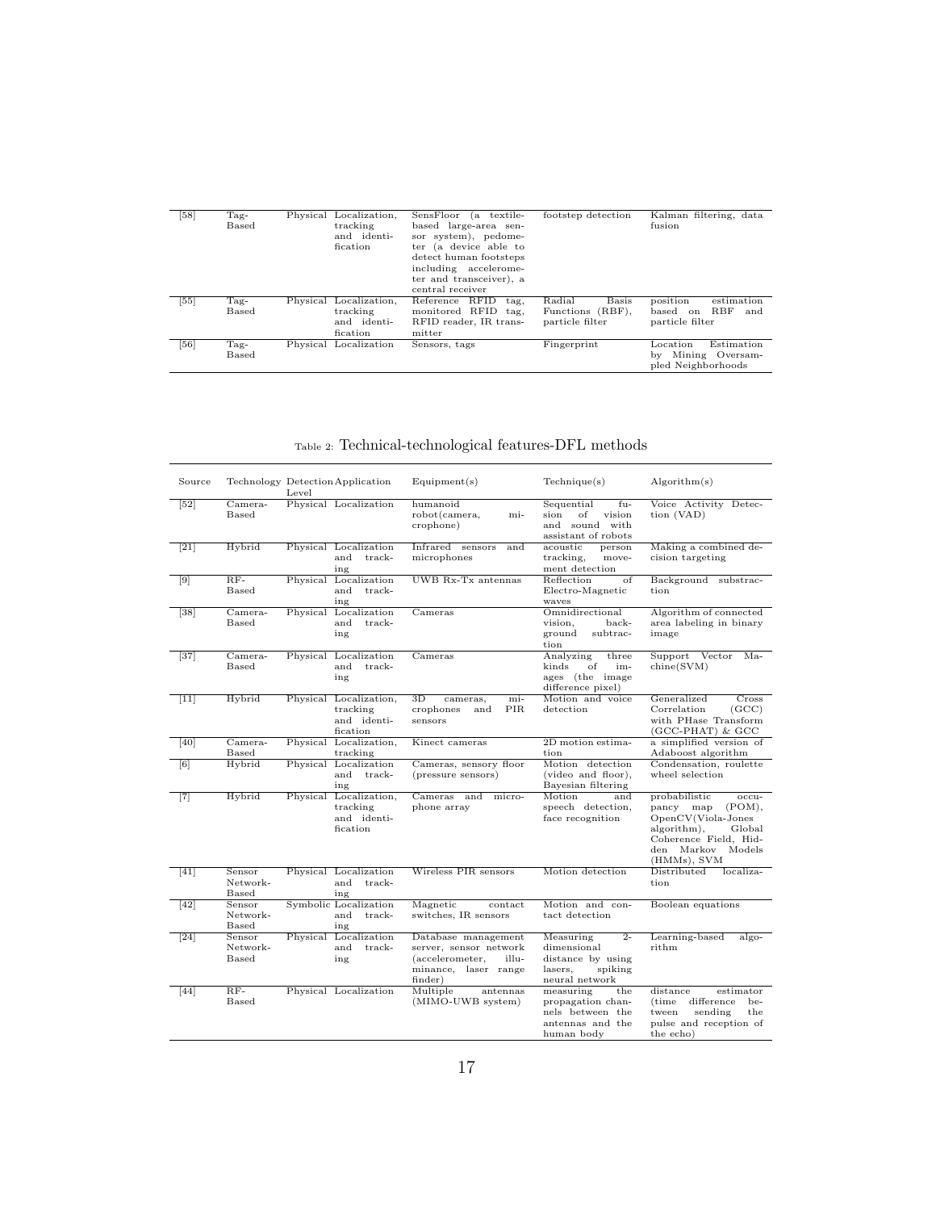| | | | | | | |
|---|---|---|---|---|---|---|
| [58] | Tag-Based | Physical | Localization, tracking and identification | SensFloor (a textile-based large-area sensor system), pedometer (a device able to detect human footsteps including accelerometer and transceiver), a central receiver | footstep detection | Kalman filtering, data fusion |
| [55] | Tag-Based | Physical | Localization, tracking and identification | Reference RFID tag, monitored RFID tag, RFID reader, IR transmitter | Radial Basis Functions (RBF), particle filter | position estimation based on RBF and particle filter |
| [56] | Tag-Based | Physical | Localization | Sensors, tags | Fingerprint | Location Estimation by Mining Oversampled Neighborhoods |

Table 2: Technical-technological features-DFL methods

| Source | Technology | Detection Level | Application | Equipment(s) | Technique(s) | Algorithm(s) |
|---|---|---|---|---|---|---|
| [52] | Camera-Based | Physical | Localization | humanoid robot(camera, microphone) | Sequential fusion of vision and sound with assistant of robots | Voice Activity Detection (VAD) |
| [21] | Hybrid | Physical | Localization and tracking | Infrared sensors and microphones | acoustic person tracking, movement detection | Making a combined decision targeting |
| [9] | RF-Based | Physical | Localization and tracking | UWB Rx-Tx antennas | Reflection of Electro-Magnetic waves | Background substraction |
| [38] | Camera-Based | Physical | Localization and tracking | Cameras | Omnidirectional vision, background subtraction | Algorithm of connected area labeling in binary image |
| [37] | Camera-Based | Physical | Localization and tracking | Cameras | Analyzing three kinds of images (the image difference pixel) | Support Vector Machine(SVM) |
| [11] | Hybrid | Physical | Localization, tracking and identification | 3D cameras, microphones and PIR sensors | Motion and voice detection | Generalized Cross Correlation (GCC) with PHase Transform (GCC-PHAT) & GCC |
| [40] | Camera-Based | Physical | Localization, tracking | Kinect cameras | 2D motion estimation | a simplified version of Adaboost algorithm |
| [6] | Hybrid | Physical | Localization and tracking | Cameras, sensory floor (pressure sensors) | Motion detection (video and floor), Bayesian filtering | Condensation, roulette wheel selection |
| [7] | Hybrid | Physical | Localization, tracking and identification | Cameras and microphone array | Motion and speech detection, face recognition | probabilistic occupancy map (POM), OpenCV(Viola-Jones algorithm), Global Coherence Field, Hidden Markov Models (HMMs), SVM |
| [41] | Sensor Network-Based | Physical | Localization and tracking | Wireless PIR sensors | Motion detection | Distributed localization |
| [42] | Sensor Network-Based | Symbolic | Localization and tracking | Magnetic contact switches, IR sensors | Motion and contact detection | Boolean equations |
| [24] | Sensor Network-Based | Physical | Localization and tracking | Database management server, sensor network (accelerometer, illuminance, laser range finder) | Measuring 2-dimensional distance by using lasers, spiking neural network | Learning-based algorithm |
| [44] | RF-Based | Physical | Localization | Multiple antennas (MIMO-UWB system) | measuring the propagation channels between the antennas and the human body | distance estimator (time difference between sending the pulse and reception of the echo) |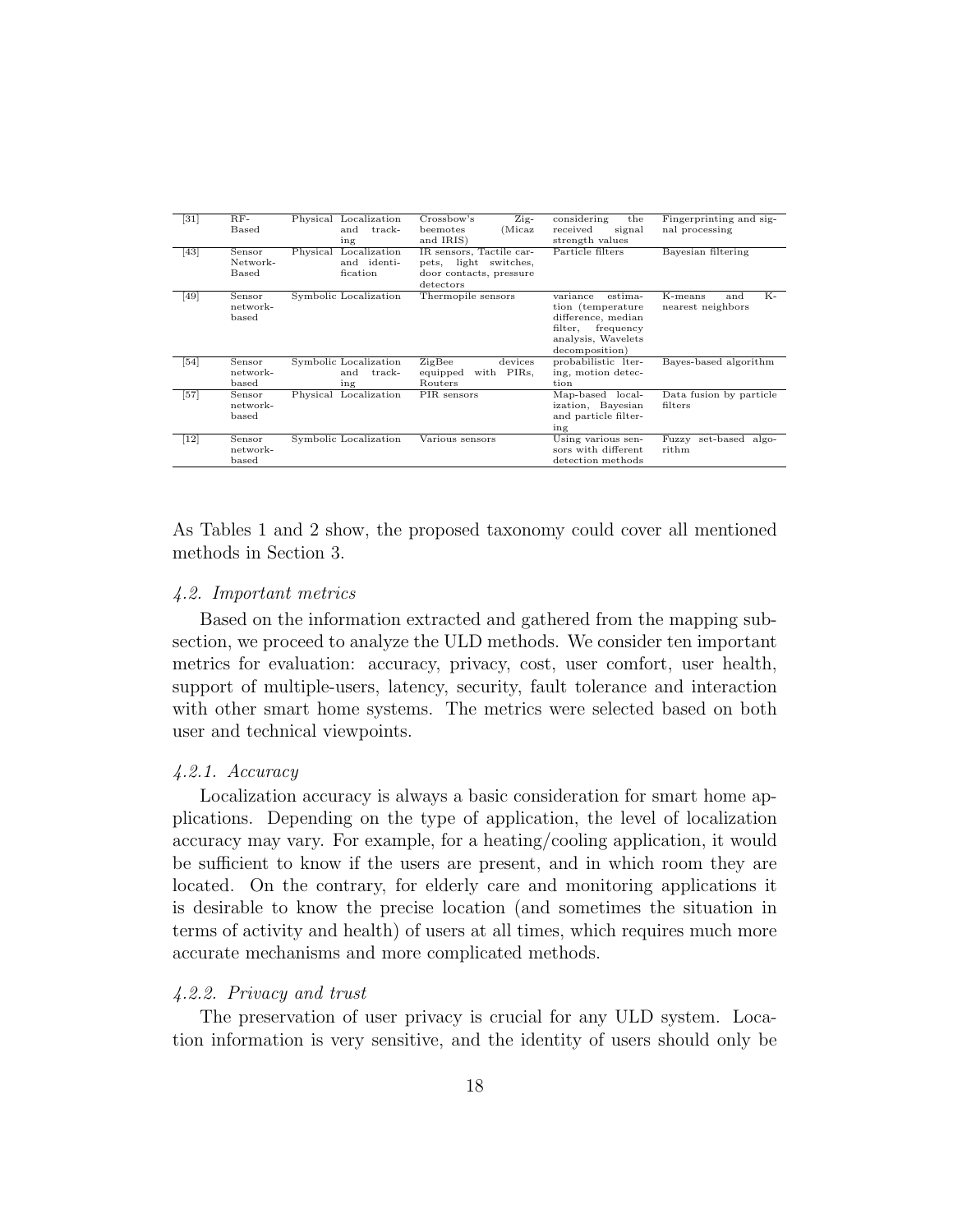| [31] | RF-Based | Physical | Localization and tracking | Crossbow's Zigbeemotes (Micaz and IRIS) | considering the received signal strength values | Fingerprinting and signal processing |
|---|---|---|---|---|---|---|
| [43] | Sensor Network-Based | Physical | Localization and identification | IR sensors, Tactile carpets, light switches, door contacts, pressure detectors | Particle filters | Bayesian filtering |
| [49] | Sensor network-based | Symbolic | Localization | Thermopile sensors | variance estimation (temperature difference, median filter, frequency analysis, Wavelets decomposition) | K-means and K-nearest neighbors |
| [54] | Sensor network-based | Symbolic | Localization and tracking | ZigBee devices equipped with PIRs, Routers | probabilistic lter-ing, motion detection | Bayes-based algorithm |
| [57] | Sensor network-based | Physical | Localization | PIR sensors | Map-based localization, Bayesian and particle filtering | Data fusion by particle filters |
| [12] | Sensor network-based | Symbolic | Localization | Various sensors | Using various sensors with different detection methods | Fuzzy set-based algorithm |

As Tables 1 and 2 show, the proposed taxonomy could cover all mentioned methods in Section 3.

### *4.2. Important metrics*

Based on the information extracted and gathered from the mapping subsection, we proceed to analyze the ULD methods. We consider ten important metrics for evaluation: accuracy, privacy, cost, user comfort, user health, support of multiple-users, latency, security, fault tolerance and interaction with other smart home systems. The metrics were selected based on both user and technical viewpoints.

#### *4.2.1. Accuracy*

Localization accuracy is always a basic consideration for smart home applications. Depending on the type of application, the level of localization accuracy may vary. For example, for a heating/cooling application, it would be sufficient to know if the users are present, and in which room they are located. On the contrary, for elderly care and monitoring applications it is desirable to know the precise location (and sometimes the situation in terms of activity and health) of users at all times, which requires much more accurate mechanisms and more complicated methods.

#### *4.2.2. Privacy and trust*

The preservation of user privacy is crucial for any ULD system. Location information is very sensitive, and the identity of users should only be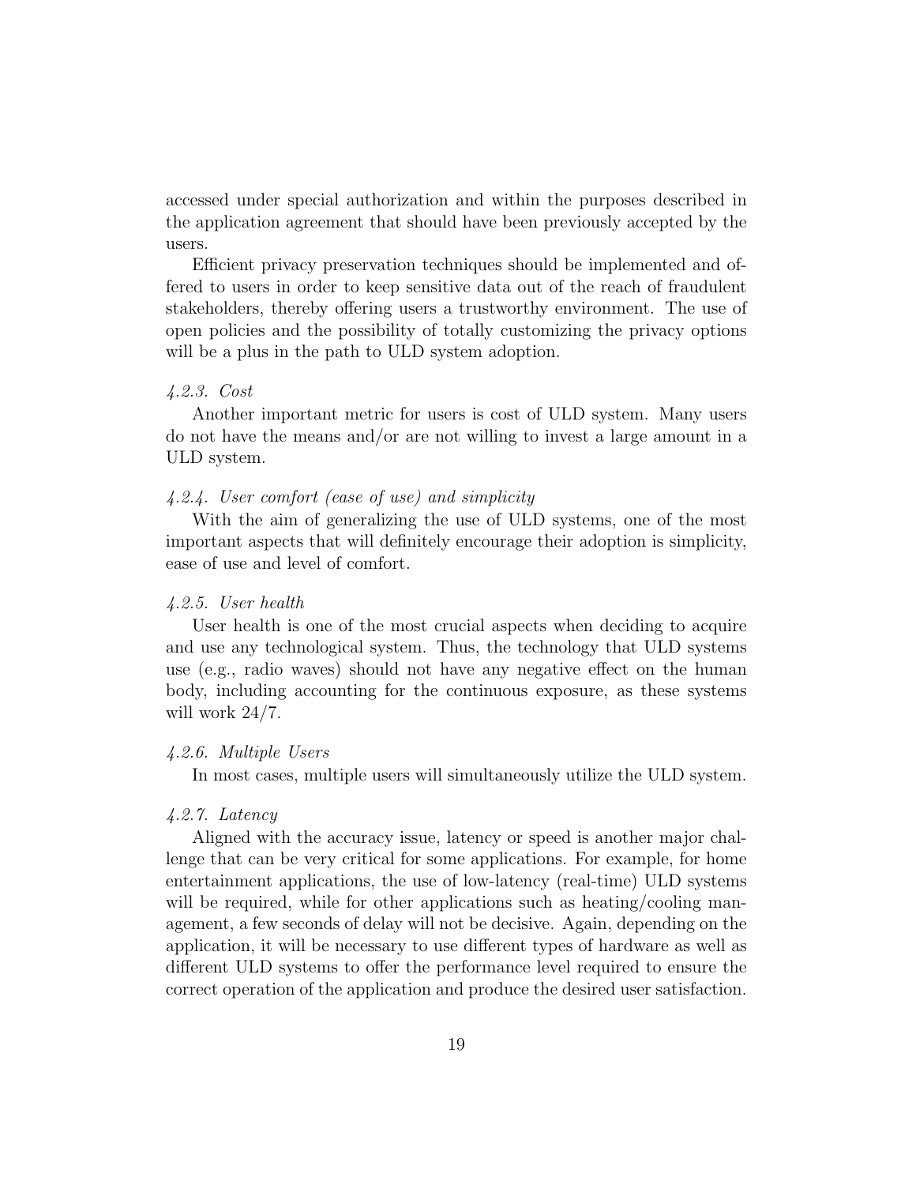accessed under special authorization and within the purposes described in the application agreement that should have been previously accepted by the users.

Efficient privacy preservation techniques should be implemented and offered to users in order to keep sensitive data out of the reach of fraudulent stakeholders, thereby offering users a trustworthy environment. The use of open policies and the possibility of totally customizing the privacy options will be a plus in the path to ULD system adoption.

#### *4.2.3. Cost*

Another important metric for users is cost of ULD system. Many users do not have the means and/or are not willing to invest a large amount in a ULD system.

#### *4.2.4. User comfort (ease of use) and simplicity*

With the aim of generalizing the use of ULD systems, one of the most important aspects that will definitely encourage their adoption is simplicity, ease of use and level of comfort.

#### *4.2.5. User health*

User health is one of the most crucial aspects when deciding to acquire and use any technological system. Thus, the technology that ULD systems use (e.g., radio waves) should not have any negative effect on the human body, including accounting for the continuous exposure, as these systems will work 24/7.

#### *4.2.6. Multiple Users*

In most cases, multiple users will simultaneously utilize the ULD system.

#### *4.2.7. Latency*

Aligned with the accuracy issue, latency or speed is another major challenge that can be very critical for some applications. For example, for home entertainment applications, the use of low-latency (real-time) ULD systems will be required, while for other applications such as heating/cooling management, a few seconds of delay will not be decisive. Again, depending on the application, it will be necessary to use different types of hardware as well as different ULD systems to offer the performance level required to ensure the correct operation of the application and produce the desired user satisfaction.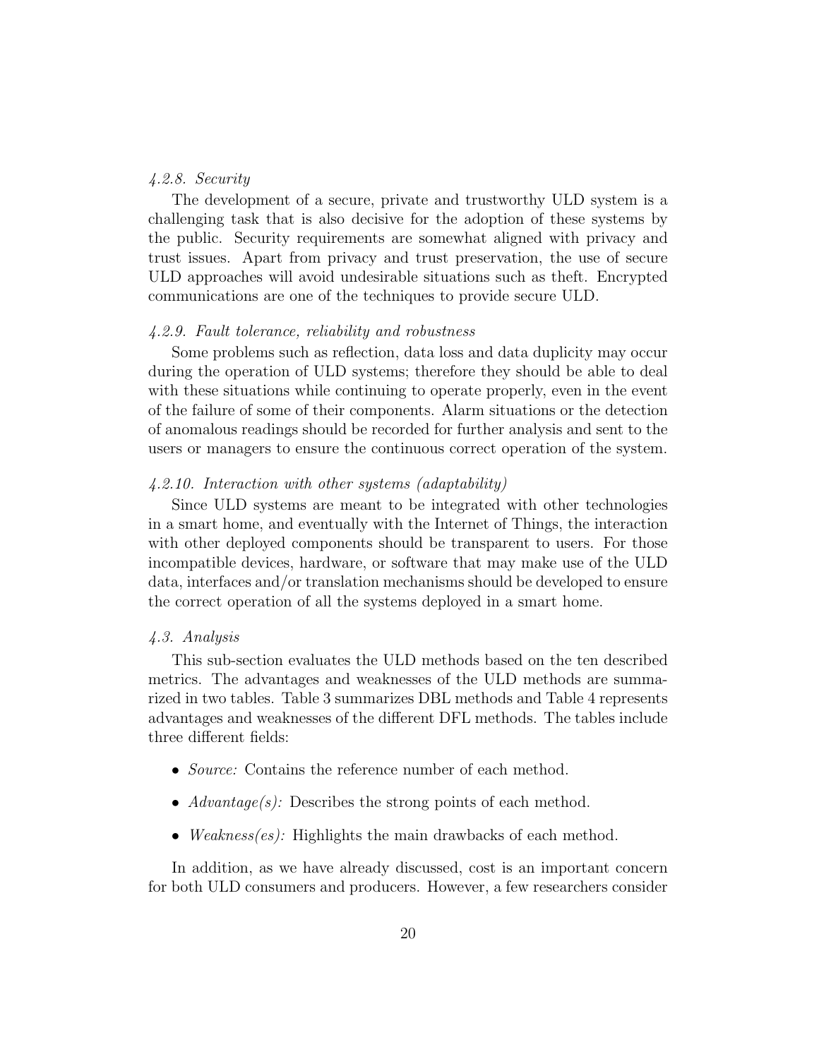#### *4.2.8. Security*

The development of a secure, private and trustworthy ULD system is a challenging task that is also decisive for the adoption of these systems by the public. Security requirements are somewhat aligned with privacy and trust issues. Apart from privacy and trust preservation, the use of secure ULD approaches will avoid undesirable situations such as theft. Encrypted communications are one of the techniques to provide secure ULD.

#### *4.2.9. Fault tolerance, reliability and robustness*

Some problems such as reflection, data loss and data duplicity may occur during the operation of ULD systems; therefore they should be able to deal with these situations while continuing to operate properly, even in the event of the failure of some of their components. Alarm situations or the detection of anomalous readings should be recorded for further analysis and sent to the users or managers to ensure the continuous correct operation of the system.

#### *4.2.10. Interaction with other systems (adaptability)*

Since ULD systems are meant to be integrated with other technologies in a smart home, and eventually with the Internet of Things, the interaction with other deployed components should be transparent to users. For those incompatible devices, hardware, or software that may make use of the ULD data, interfaces and/or translation mechanisms should be developed to ensure the correct operation of all the systems deployed in a smart home.

### *4.3. Analysis*

This sub-section evaluates the ULD methods based on the ten described metrics. The advantages and weaknesses of the ULD methods are summarized in two tables. Table 3 summarizes DBL methods and Table 4 represents advantages and weaknesses of the different DFL methods. The tables include three different fields:

- *Source:* Contains the reference number of each method.
- *Advantage(s):* Describes the strong points of each method.
- *Weakness(es):* Highlights the main drawbacks of each method.

In addition, as we have already discussed, cost is an important concern for both ULD consumers and producers. However, a few researchers consider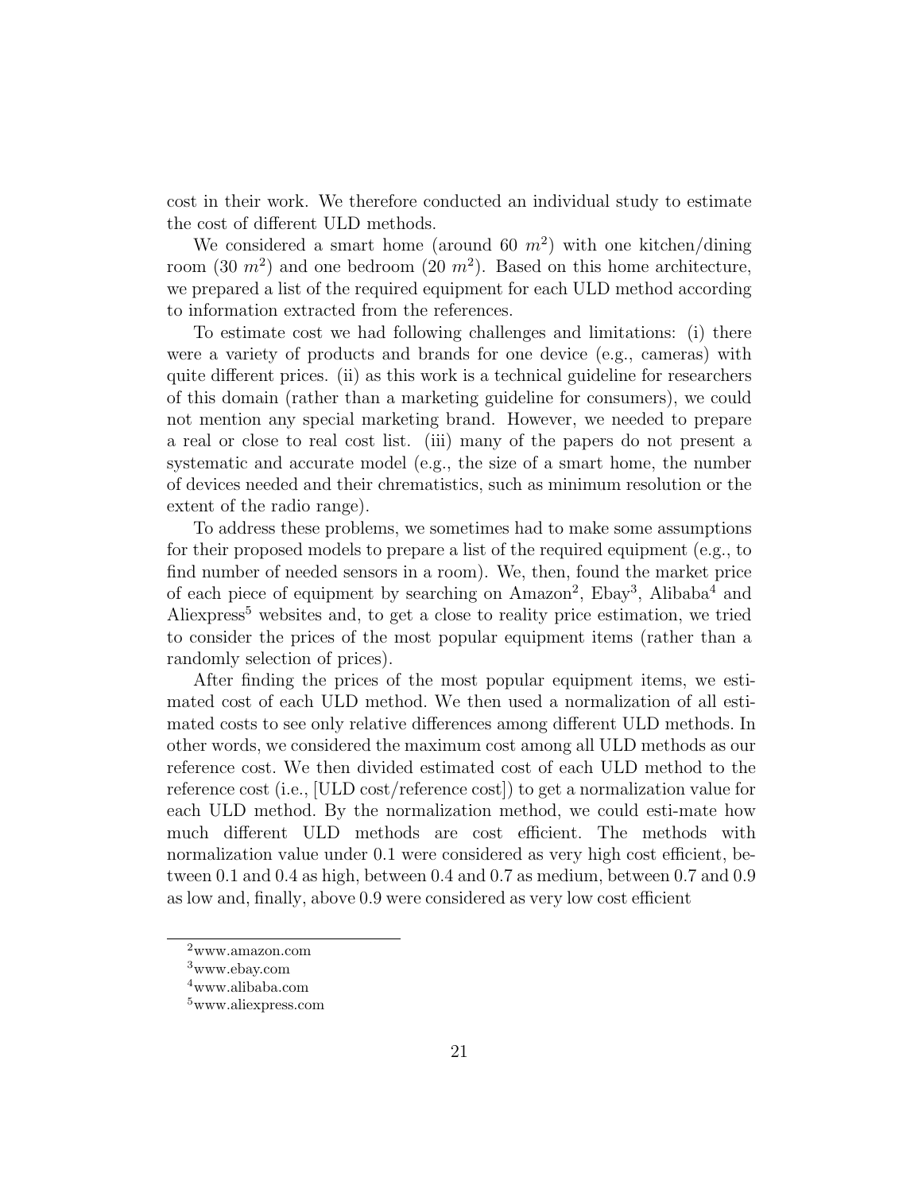cost in their work. We therefore conducted an individual study to estimate the cost of different ULD methods.

We considered a smart home (around 60 $m^2$) with one kitchen/dining room (30 $m^2$) and one bedroom (20 $m^2$). Based on this home architecture, we prepared a list of the required equipment for each ULD method according to information extracted from the references.

To estimate cost we had following challenges and limitations: (i) there were a variety of products and brands for one device (e.g., cameras) with quite different prices. (ii) as this work is a technical guideline for researchers of this domain (rather than a marketing guideline for consumers), we could not mention any special marketing brand. However, we needed to prepare a real or close to real cost list. (iii) many of the papers do not present a systematic and accurate model (e.g., the size of a smart home, the number of devices needed and their chrematistics, such as minimum resolution or the extent of the radio range).

To address these problems, we sometimes had to make some assumptions for their proposed models to prepare a list of the required equipment (e.g., to find number of needed sensors in a room). We, then, found the market price of each piece of equipment by searching on Amazon[2], Ebay[3], Alibaba[4] and Aliexpress[5] websites and, to get a close to reality price estimation, we tried to consider the prices of the most popular equipment items (rather than a randomly selection of prices).

After finding the prices of the most popular equipment items, we estimated cost of each ULD method. We then used a normalization of all estimated costs to see only relative differences among different ULD methods. In other words, we considered the maximum cost among all ULD methods as our reference cost. We then divided estimated cost of each ULD method to the reference cost (i.e., [ULD cost/reference cost]) to get a normalization value for each ULD method. By the normalization method, we could esti-mate how much different ULD methods are cost efficient. The methods with normalization value under 0.1 were considered as very high cost efficient, between 0.1 and 0.4 as high, between 0.4 and 0.7 as medium, between 0.7 and 0.9 as low and, finally, above 0.9 were considered as very low cost efficient

[2] www.amazon.com

[3] www.ebay.com

[4] www.alibaba.com

[5] www.aliexpress.com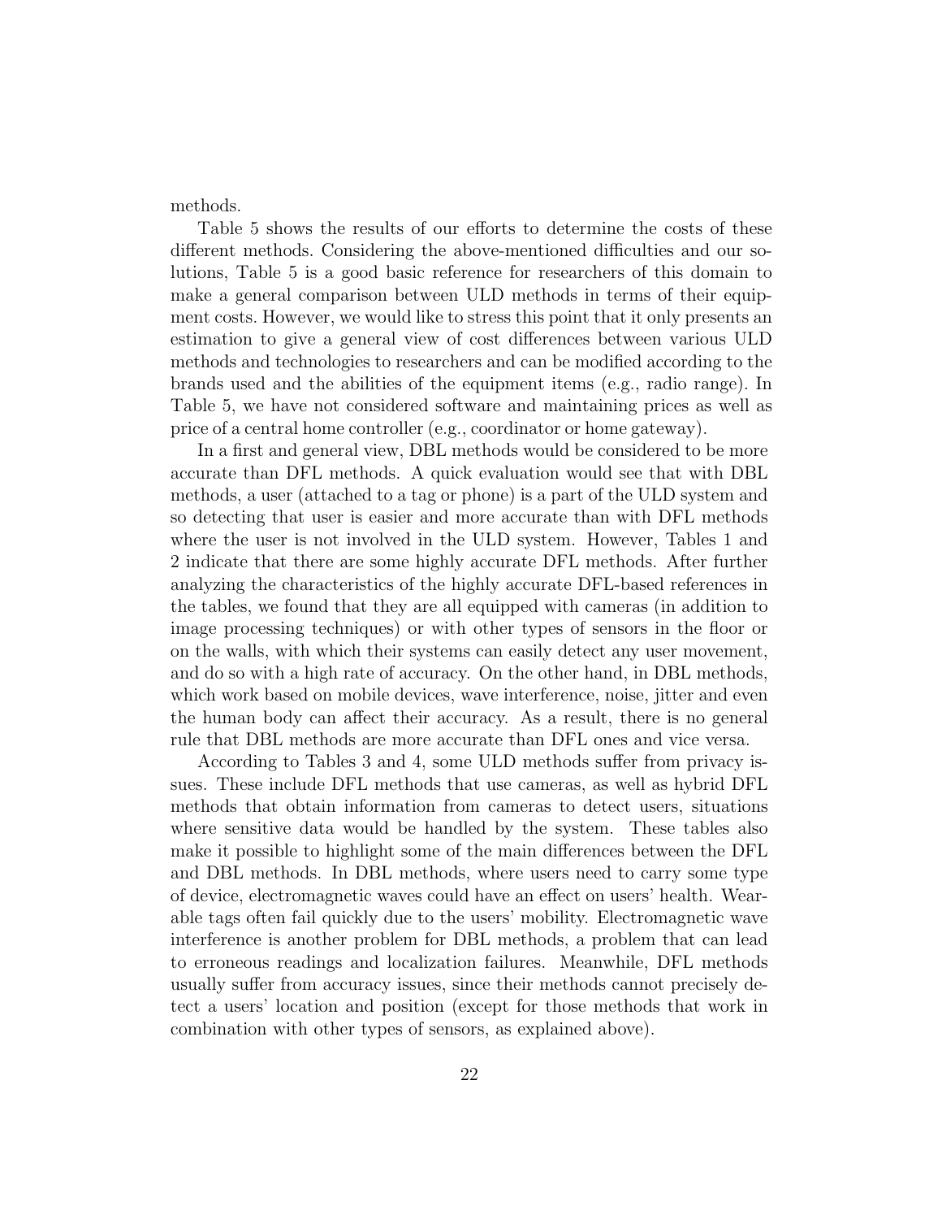methods.

Table 5 shows the results of our efforts to determine the costs of these different methods. Considering the above-mentioned difficulties and our solutions, Table 5 is a good basic reference for researchers of this domain to make a general comparison between ULD methods in terms of their equipment costs. However, we would like to stress this point that it only presents an estimation to give a general view of cost differences between various ULD methods and technologies to researchers and can be modified according to the brands used and the abilities of the equipment items (e.g., radio range). In Table 5, we have not considered software and maintaining prices as well as price of a central home controller (e.g., coordinator or home gateway).

In a first and general view, DBL methods would be considered to be more accurate than DFL methods. A quick evaluation would see that with DBL methods, a user (attached to a tag or phone) is a part of the ULD system and so detecting that user is easier and more accurate than with DFL methods where the user is not involved in the ULD system. However, Tables 1 and 2 indicate that there are some highly accurate DFL methods. After further analyzing the characteristics of the highly accurate DFL-based references in the tables, we found that they are all equipped with cameras (in addition to image processing techniques) or with other types of sensors in the floor or on the walls, with which their systems can easily detect any user movement, and do so with a high rate of accuracy. On the other hand, in DBL methods, which work based on mobile devices, wave interference, noise, jitter and even the human body can affect their accuracy. As a result, there is no general rule that DBL methods are more accurate than DFL ones and vice versa.

According to Tables 3 and 4, some ULD methods suffer from privacy issues. These include DFL methods that use cameras, as well as hybrid DFL methods that obtain information from cameras to detect users, situations where sensitive data would be handled by the system. These tables also make it possible to highlight some of the main differences between the DFL and DBL methods. In DBL methods, where users need to carry some type of device, electromagnetic waves could have an effect on users' health. Wearable tags often fail quickly due to the users' mobility. Electromagnetic wave interference is another problem for DBL methods, a problem that can lead to erroneous readings and localization failures. Meanwhile, DFL methods usually suffer from accuracy issues, since their methods cannot precisely detect a users' location and position (except for those methods that work in combination with other types of sensors, as explained above).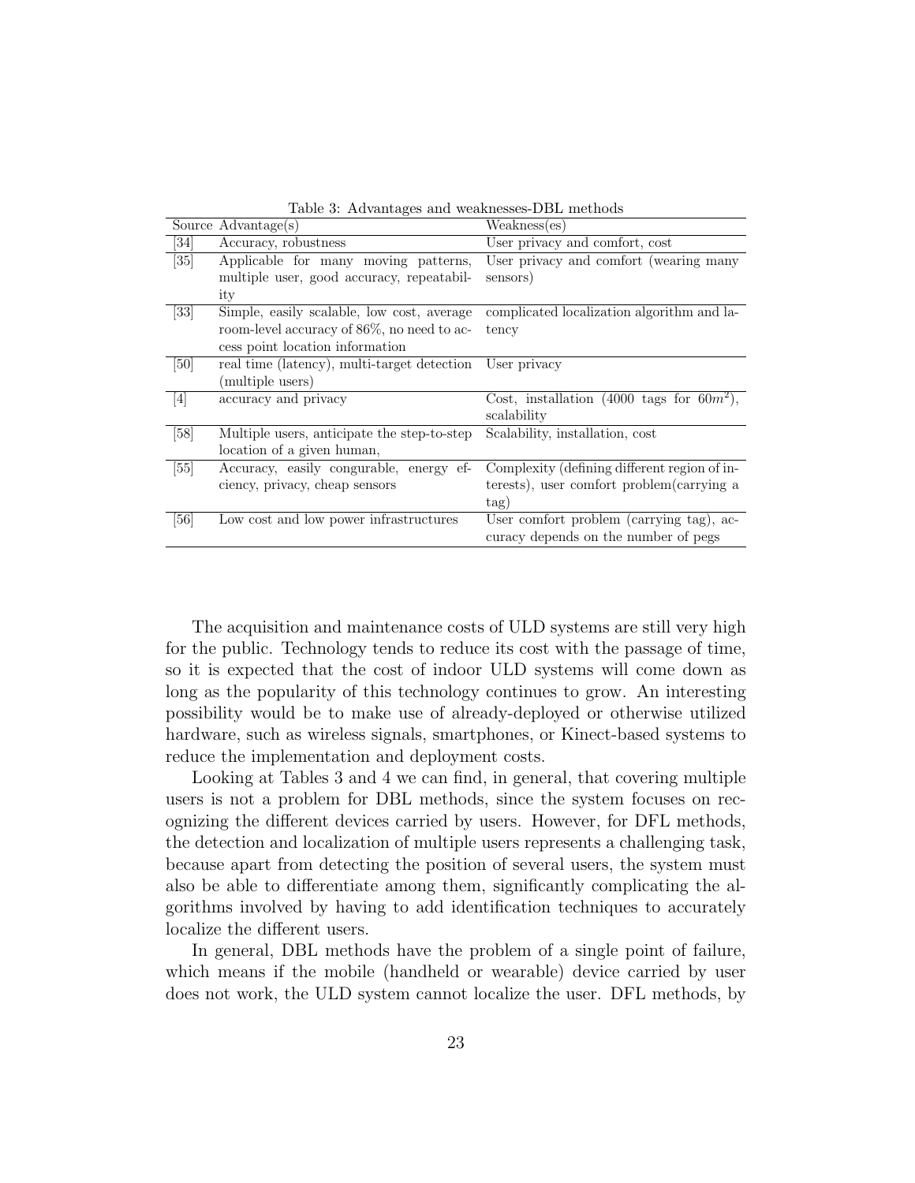Table 3: Advantages and weaknesses-DBL methods

| Source | Advantage(s) | Weakness(es) |
|---|---|---|
| [34] | Accuracy, robustness | User privacy and comfort, cost |
| [35] | Applicable for many moving patterns, multiple user, good accuracy, repeatability | User privacy and comfort (wearing many sensors) |
| [33] | Simple, easily scalable, low cost, average room-level accuracy of 86%, no need to access point location information | complicated localization algorithm and latency |
| [50] | real time (latency), multi-target detection (multiple users) | User privacy |
| [4] | accuracy and privacy | Cost, installation (4000 tags for $60m^2$), scalability |
| [58] | Multiple users, anticipate the step-to-step location of a given human, | Scalability, installation, cost |
| [55] | Accuracy, easily congurable, energy efciency, privacy, cheap sensors | Complexity (defining different region of interests), user comfort problem(carrying a tag) |
| [56] | Low cost and low power infrastructures | User comfort problem (carrying tag), accuracy depends on the number of pegs |

The acquisition and maintenance costs of ULD systems are still very high for the public. Technology tends to reduce its cost with the passage of time, so it is expected that the cost of indoor ULD systems will come down as long as the popularity of this technology continues to grow. An interesting possibility would be to make use of already-deployed or otherwise utilized hardware, such as wireless signals, smartphones, or Kinect-based systems to reduce the implementation and deployment costs.

Looking at Tables 3 and 4 we can find, in general, that covering multiple users is not a problem for DBL methods, since the system focuses on recognizing the different devices carried by users. However, for DFL methods, the detection and localization of multiple users represents a challenging task, because apart from detecting the position of several users, the system must also be able to differentiate among them, significantly complicating the algorithms involved by having to add identification techniques to accurately localize the different users.

In general, DBL methods have the problem of a single point of failure, which means if the mobile (handheld or wearable) device carried by user does not work, the ULD system cannot localize the user. DFL methods, by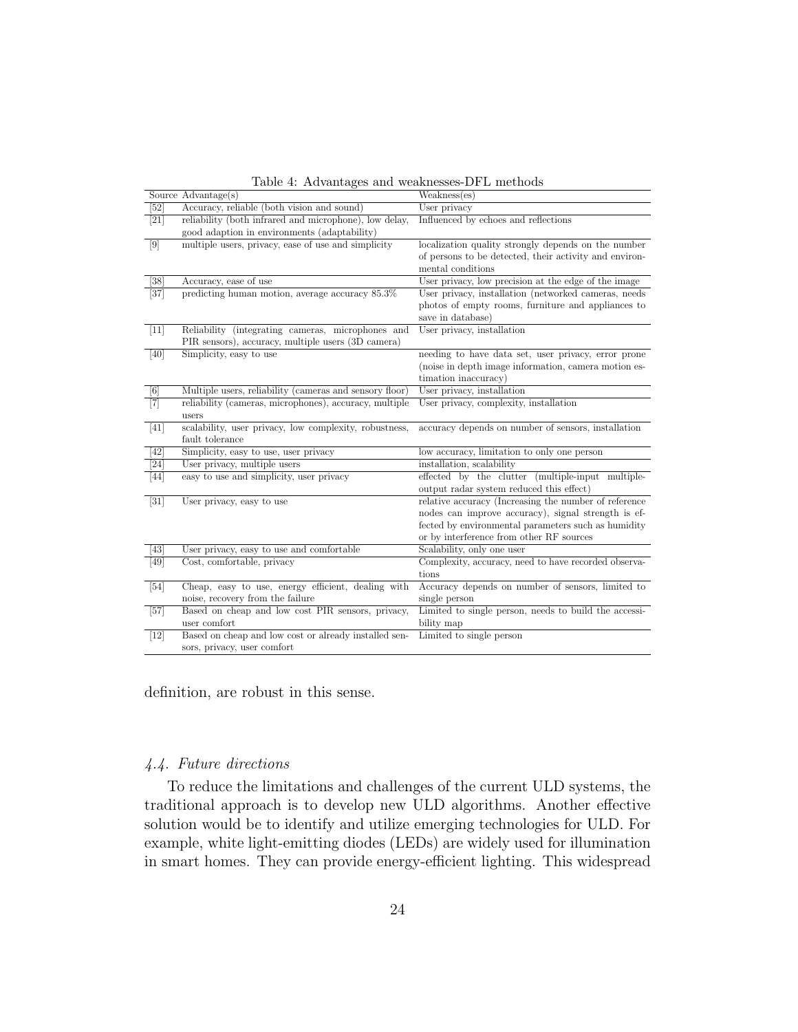Table 4: Advantages and weaknesses-DFL methods

| Source | Advantage(s) | Weakness(es) |
|---|---|---|
| [52] | Accuracy, reliable (both vision and sound) | User privacy |
| [21] | reliability (both infrared and microphone), low delay, good adaption in environments (adaptability) | Influenced by echoes and reflections |
| [9] | multiple users, privacy, ease of use and simplicity | localization quality strongly depends on the number of persons to be detected, their activity and environmental conditions |
| [38] | Accuracy, ease of use | User privacy, low precision at the edge of the image |
| [37] | predicting human motion, average accuracy 85.3% | User privacy, installation (networked cameras, needs photos of empty rooms, furniture and appliances to save in database) |
| [11] | Reliability (integrating cameras, microphones and PIR sensors), accuracy, multiple users (3D camera) | User privacy, installation |
| [40] | Simplicity, easy to use | needing to have data set, user privacy, error prone (noise in depth image information, camera motion estimation inaccuracy) |
| [6] | Multiple users, reliability (cameras and sensory floor) | User privacy, installation |
| [7] | reliability (cameras, microphones), accuracy, multiple users | User privacy, complexity, installation |
| [41] | scalability, user privacy, low complexity, robustness, fault tolerance | accuracy depends on number of sensors, installation |
| [42] | Simplicity, easy to use, user privacy | low accuracy, limitation to only one person |
| [24] | User privacy, multiple users | installation, scalability |
| [44] | easy to use and simplicity, user privacy | effected by the clutter (multiple-input multiple-output radar system reduced this effect) |
| [31] | User privacy, easy to use | relative accuracy (Increasing the number of reference nodes can improve accuracy), signal strength is effected by environmental parameters such as humidity or by interference from other RF sources |
| [43] | User privacy, easy to use and comfortable | Scalability, only one user |
| [49] | Cost, comfortable, privacy | Complexity, accuracy, need to have recorded observations |
| [54] | Cheap, easy to use, energy efficient, dealing with noise, recovery from the failure | Accuracy depends on number of sensors, limited to single person |
| [57] | Based on cheap and low cost PIR sensors, privacy, user comfort | Limited to single person, needs to build the accessibility map |
| [12] | Based on cheap and low cost or already installed sensors, privacy, user comfort | Limited to single person |

definition, are robust in this sense.

### *4.4. Future directions*

To reduce the limitations and challenges of the current ULD systems, the traditional approach is to develop new ULD algorithms. Another effective solution would be to identify and utilize emerging technologies for ULD. For example, white light-emitting diodes (LEDs) are widely used for illumination in smart homes. They can provide energy-efficient lighting. This widespread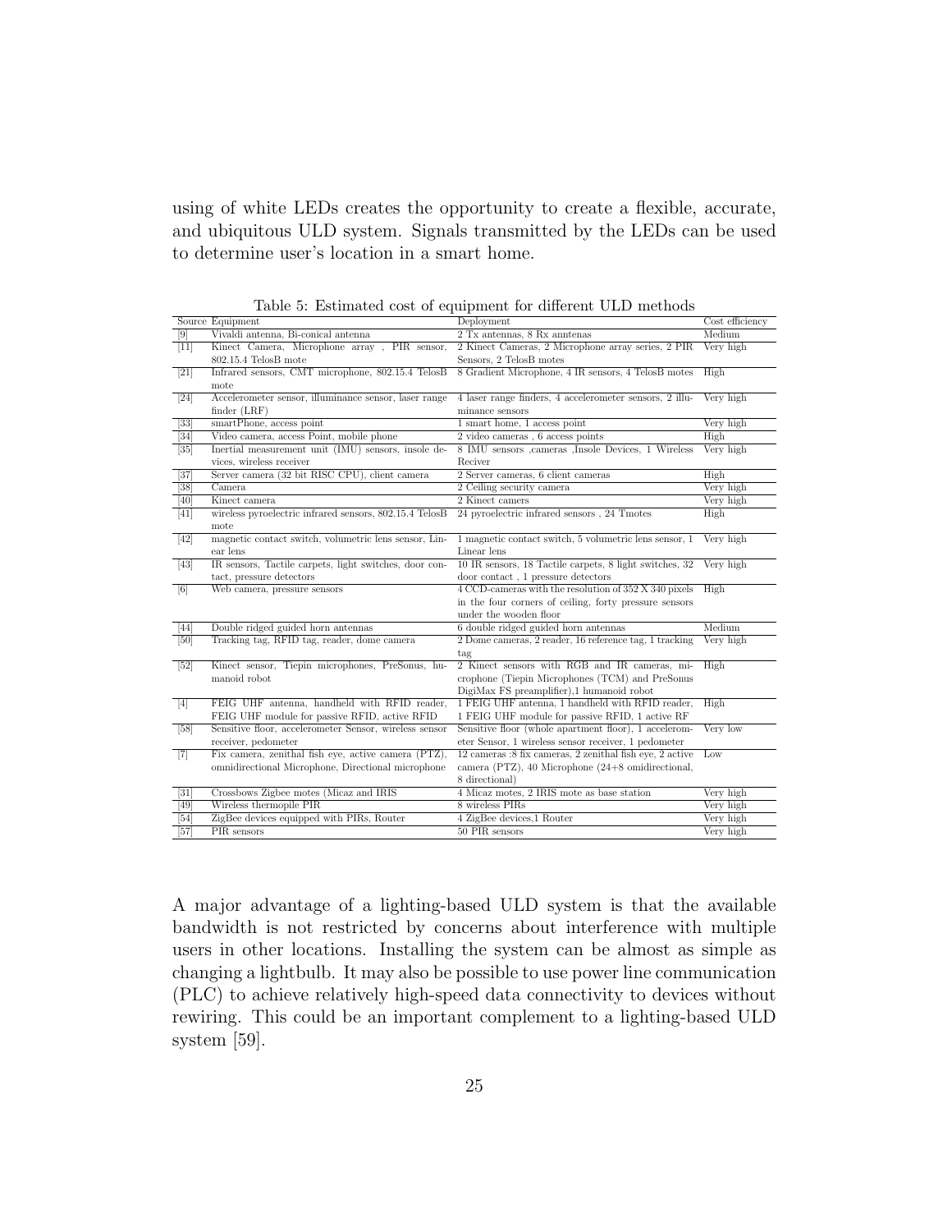using of white LEDs creates the opportunity to create a flexible, accurate, and ubiquitous ULD system. Signals transmitted by the LEDs can be used to determine user's location in a smart home.

Table 5: Estimated cost of equipment for different ULD methods

| Source | Equipment | Deployment | Cost efficiency |
|---|---|---|---|
| [9] | Vivaldi antenna, Bi-conical antenna | 2 Tx antennas, 8 Rx anntenas | Medium |
| [11] | Kinect Camera, Microphone array , PIR sensor, 802.15.4 TelosB mote | 2 Kinect Cameras, 2 Microphone array series, 2 PIR Sensors, 2 TelosB motes | Very high |
| [21] | Infrared sensors, CMT microphone, 802.15.4 TelosB mote | 8 Gradient Microphone, 4 IR sensors, 4 TelosB motes | High |
| [24] | Accelerometer sensor, illuminance sensor, laser range finder (LRF) | 4 laser range finders, 4 accelerometer sensors, 2 illuminance sensors | Very high |
| [33] | smartPhone, access point | 1 smart home, 1 access point | Very high |
| [34] | Video camera, access Point, mobile phone | 2 video cameras , 6 access points | High |
| [35] | Inertial measurement unit (IMU) sensors, insole devices, wireless receiver | 8 IMU sensors ,cameras ,Insole Devices, 1 Wireless Reciver | Very high |
| [37] | Server camera (32 bit RISC CPU), client camera | 2 Server cameras, 6 client cameras | High |
| [38] | Camera | 2 Ceiling security camera | Very high |
| [40] | Kinect camera | 2 Kinect camers | Very high |
| [41] | wireless pyroelectric infrared sensors, 802.15.4 TelosB mote | 24 pyroelectric infrared sensors , 24 Tmotes | High |
| [42] | magnetic contact switch, volumetric lens sensor, Linear lens | 1 magnetic contact switch, 5 volumetric lens sensor, 1 Linear lens | Very high |
| [43] | IR sensors, Tactile carpets, light switches, door contact, pressure detectors | 10 IR sensors, 18 Tactile carpets, 8 light switches, 32 door contact , 1 pressure detectors | Very high |
| [6] | Web camera, pressure sensors | 4 CCD-cameras with the resolution of 352 X 340 pixels in the four corners of ceiling, forty pressure sensors under the wooden floor | High |
| [44] | Double ridged guided horn antennas | 6 double ridged guided horn antennas | Medium |
| [50] | Tracking tag, RFID tag, reader, dome camera | 2 Dome cameras, 2 reader, 16 reference tag, 1 tracking tag | Very high |
| [52] | Kinect sensor, Tiepin microphones, PreSonus, humanoid robot | 2 Kinect sensors with RGB and IR cameras, microphone (Tiepin Microphones (TCM) and PreSonus DigiMax FS preamplifier),1 humanoid robot | High |
| [4] | FEIG UHF antenna, handheld with RFID reader, FEIG UHF module for passive RFID, active RFID | 1 FEIG UHF antenna, 1 handheld with RFID reader, 1 FEIG UHF module for passive RFID, 1 active RF | High |
| [58] | Sensitive floor, accelerometer Sensor, wireless sensor receiver, pedometer | Sensitive floor (whole apartment floor), 1 accelerometer Sensor, 1 wireless sensor receiver, 1 pedometer | Very low |
| [7] | Fix camera, zenithal fish eye, active camera (PTZ), omnidirectional Microphone, Directional microphone | 12 cameras :8 fix cameras, 2 zenithal fish eye, 2 active camera (PTZ), 40 Microphone (24+8 omidirectional, 8 directional) | Low |
| [31] | Crossbows Zigbee motes (Micaz and IRIS | 4 Micaz motes, 2 IRIS mote as base station | Very high |
| [49] | Wireless thermopile PIR | 8 wireless PIRs | Very high |
| [54] | ZigBee devices equipped with PIRs, Router | 4 ZigBee devices,1 Router | Very high |
| [57] | PIR sensors | 50 PIR sensors | Very high |

A major advantage of a lighting-based ULD system is that the available bandwidth is not restricted by concerns about interference with multiple users in other locations. Installing the system can be almost as simple as changing a lightbulb. It may also be possible to use power line communication (PLC) to achieve relatively high-speed data connectivity to devices without rewiring. This could be an important complement to a lighting-based ULD system [59].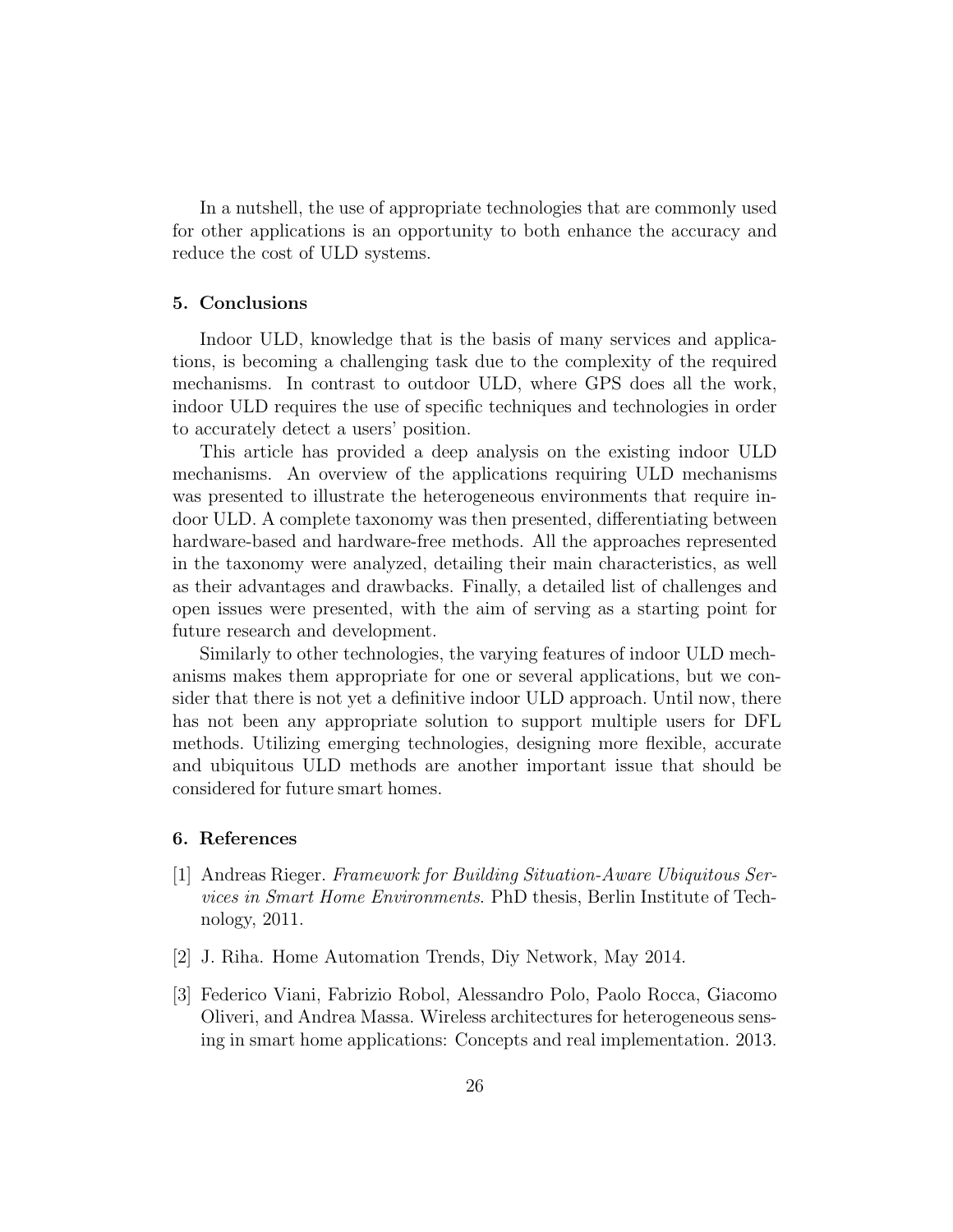In a nutshell, the use of appropriate technologies that are commonly used for other applications is an opportunity to both enhance the accuracy and reduce the cost of ULD systems.

## 5. Conclusions

Indoor ULD, knowledge that is the basis of many services and applications, is becoming a challenging task due to the complexity of the required mechanisms. In contrast to outdoor ULD, where GPS does all the work, indoor ULD requires the use of specific techniques and technologies in order to accurately detect a users' position.

This article has provided a deep analysis on the existing indoor ULD mechanisms. An overview of the applications requiring ULD mechanisms was presented to illustrate the heterogeneous environments that require indoor ULD. A complete taxonomy was then presented, differentiating between hardware-based and hardware-free methods. All the approaches represented in the taxonomy were analyzed, detailing their main characteristics, as well as their advantages and drawbacks. Finally, a detailed list of challenges and open issues were presented, with the aim of serving as a starting point for future research and development.

Similarly to other technologies, the varying features of indoor ULD mechanisms makes them appropriate for one or several applications, but we consider that there is not yet a definitive indoor ULD approach. Until now, there has not been any appropriate solution to support multiple users for DFL methods. Utilizing emerging technologies, designing more flexible, accurate and ubiquitous ULD methods are another important issue that should be considered for future smart homes.

## 6. References

[1] Andreas Rieger. *Framework for Building Situation-Aware Ubiquitous Services in Smart Home Environments*. PhD thesis, Berlin Institute of Technology, 2011.

[2] J. Riha. Home Automation Trends, Diy Network, May 2014.

[3] Federico Viani, Fabrizio Robol, Alessandro Polo, Paolo Rocca, Giacomo Oliveri, and Andrea Massa. Wireless architectures for heterogeneous sensing in smart home applications: Concepts and real implementation. 2013.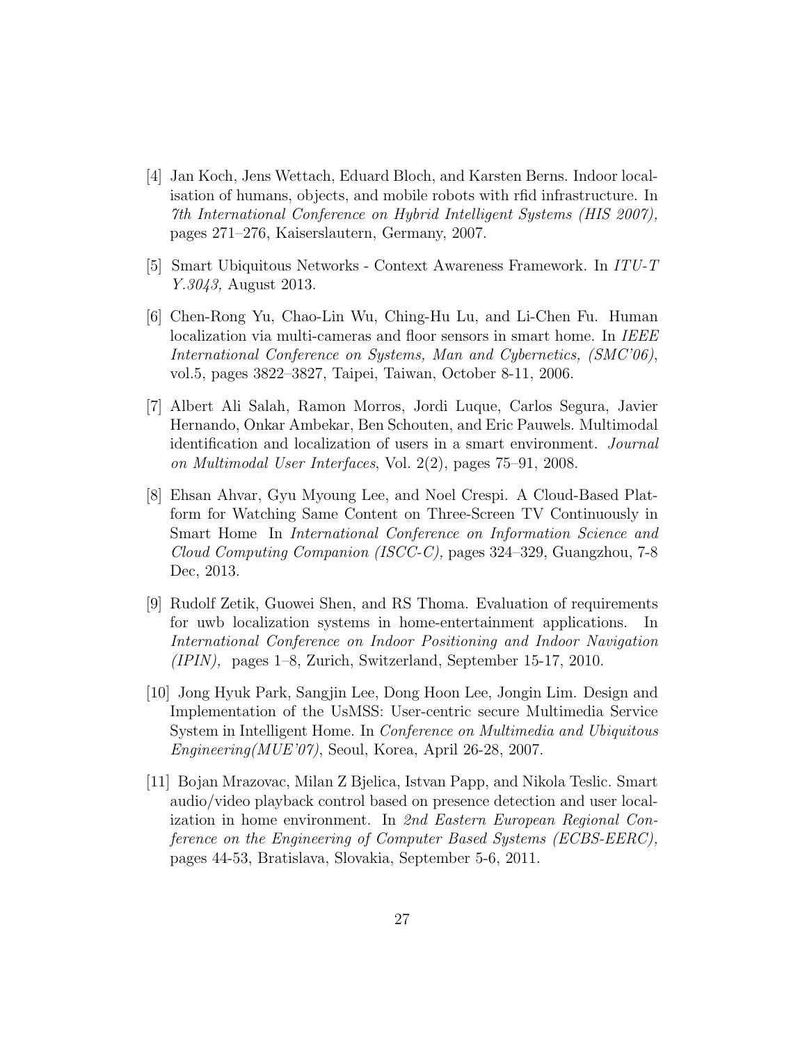[4] Jan Koch, Jens Wettach, Eduard Bloch, and Karsten Berns. Indoor localisation of humans, objects, and mobile robots with rfid infrastructure. In *7th International Conference on Hybrid Intelligent Systems (HIS 2007),* pages 271–276, Kaiserslautern, Germany, 2007.

[5] Smart Ubiquitous Networks - Context Awareness Framework. In *ITU-T Y.3043,* August 2013.

[6] Chen-Rong Yu, Chao-Lin Wu, Ching-Hu Lu, and Li-Chen Fu. Human localization via multi-cameras and floor sensors in smart home. In *IEEE International Conference on Systems, Man and Cybernetics, (SMC'06)*, vol.5, pages 3822–3827, Taipei, Taiwan, October 8-11, 2006.

[7] Albert Ali Salah, Ramon Morros, Jordi Luque, Carlos Segura, Javier Hernando, Onkar Ambekar, Ben Schouten, and Eric Pauwels. Multimodal identification and localization of users in a smart environment. *Journal on Multimodal User Interfaces*, Vol. 2(2), pages 75–91, 2008.

[8] Ehsan Ahvar, Gyu Myoung Lee, and Noel Crespi. A Cloud-Based Platform for Watching Same Content on Three-Screen TV Continuously in Smart Home In *International Conference on Information Science and Cloud Computing Companion (ISCC-C),* pages 324–329, Guangzhou, 7-8 Dec, 2013.

[9] Rudolf Zetik, Guowei Shen, and RS Thoma. Evaluation of requirements for uwb localization systems in home-entertainment applications. In *International Conference on Indoor Positioning and Indoor Navigation (IPIN),* pages 1–8, Zurich, Switzerland, September 15-17, 2010.

[10] Jong Hyuk Park, Sangjin Lee, Dong Hoon Lee, Jongin Lim. Design and Implementation of the UsMSS: User-centric secure Multimedia Service System in Intelligent Home. In *Conference on Multimedia and Ubiquitous Engineering(MUE'07)*, Seoul, Korea, April 26-28, 2007.

[11] Bojan Mrazovac, Milan Z Bjelica, Istvan Papp, and Nikola Teslic. Smart audio/video playback control based on presence detection and user localization in home environment. In *2nd Eastern European Regional Conference on the Engineering of Computer Based Systems (ECBS-EERC),* pages 44-53, Bratislava, Slovakia, September 5-6, 2011.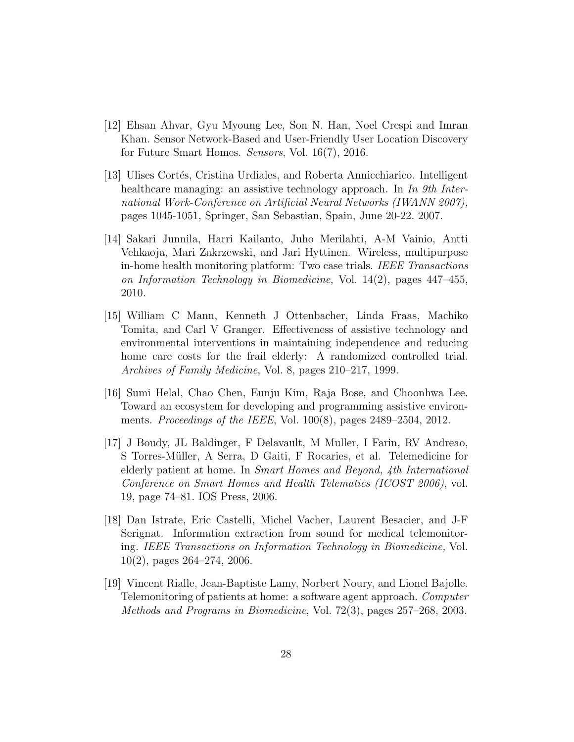[12] Ehsan Ahvar, Gyu Myoung Lee, Son N. Han, Noel Crespi and Imran Khan. Sensor Network-Based and User-Friendly User Location Discovery for Future Smart Homes. *Sensors*, Vol. 16(7), 2016.

[13] Ulises Cortés, Cristina Urdiales, and Roberta Annicchiarico. Intelligent healthcare managing: an assistive technology approach. In *In 9th International Work-Conference on Artificial Neural Networks (IWANN 2007),* pages 1045-1051, Springer, San Sebastian, Spain, June 20-22. 2007.

[14] Sakari Junnila, Harri Kailanto, Juho Merilahti, A-M Vainio, Antti Vehkaoja, Mari Zakrzewski, and Jari Hyttinen. Wireless, multipurpose in-home health monitoring platform: Two case trials. *IEEE Transactions on Information Technology in Biomedicine*, Vol. 14(2), pages 447–455, 2010.

[15] William C Mann, Kenneth J Ottenbacher, Linda Fraas, Machiko Tomita, and Carl V Granger. Effectiveness of assistive technology and environmental interventions in maintaining independence and reducing home care costs for the frail elderly: A randomized controlled trial. *Archives of Family Medicine*, Vol. 8, pages 210–217, 1999.

[16] Sumi Helal, Chao Chen, Eunju Kim, Raja Bose, and Choonhwa Lee. Toward an ecosystem for developing and programming assistive environments. *Proceedings of the IEEE*, Vol. 100(8), pages 2489–2504, 2012.

[17] J Boudy, JL Baldinger, F Delavault, M Muller, I Farin, RV Andreao, S Torres-Müller, A Serra, D Gaiti, F Rocaries, et al. Telemedicine for elderly patient at home. In *Smart Homes and Beyond, 4th International Conference on Smart Homes and Health Telematics (ICOST 2006)*, vol. 19, page 74–81. IOS Press, 2006.

[18] Dan Istrate, Eric Castelli, Michel Vacher, Laurent Besacier, and J-F Serignat. Information extraction from sound for medical telemonitoring. *IEEE Transactions on Information Technology in Biomedicine,* Vol. 10(2), pages 264–274, 2006.

[19] Vincent Rialle, Jean-Baptiste Lamy, Norbert Noury, and Lionel Bajolle. Telemonitoring of patients at home: a software agent approach. *Computer Methods and Programs in Biomedicine*, Vol. 72(3), pages 257–268, 2003.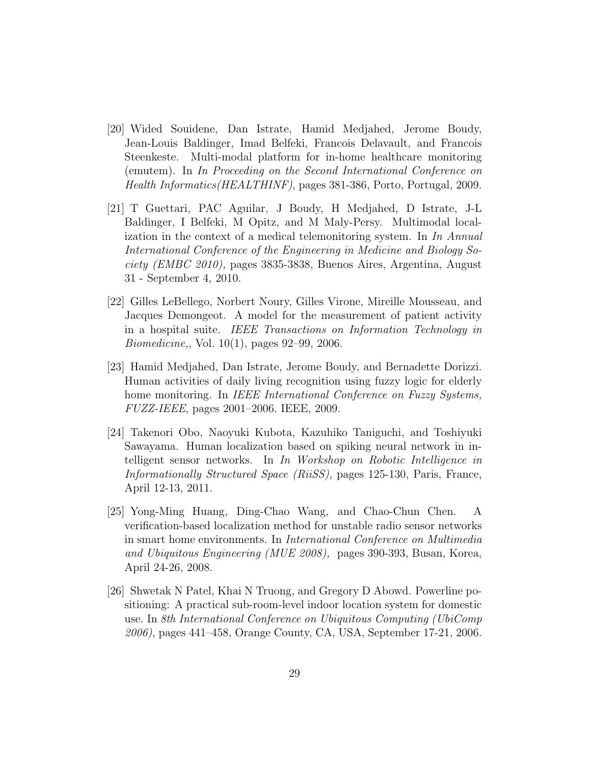[20] Wided Souidene, Dan Istrate, Hamid Medjahed, Jerome Boudy, Jean-Louis Baldinger, Imad Belfeki, Francois Delavault, and Francois Steenkeste. Multi-modal platform for in-home healthcare monitoring (emutem). In *In Proceeding on the Second International Conference on Health Informatics(HEALTHINF)*, pages 381-386, Porto, Portugal, 2009.

[21] T Guettari, PAC Aguilar, J Boudy, H Medjahed, D Istrate, J-L Baldinger, I Belfeki, M Opitz, and M Maly-Persy. Multimodal localization in the context of a medical telemonitoring system. In *In Annual International Conference of the Engineering in Medicine and Biology Society (EMBC 2010),* pages 3835-3838, Buenos Aires, Argentina, August 31 - September 4, 2010.

[22] Gilles LeBellego, Norbert Noury, Gilles Virone, Mireille Mousseau, and Jacques Demongeot. A model for the measurement of patient activity in a hospital suite. *IEEE Transactions on Information Technology in Biomedicine,*, Vol. 10(1), pages 92–99, 2006.

[23] Hamid Medjahed, Dan Istrate, Jerome Boudy, and Bernadette Dorizzi. Human activities of daily living recognition using fuzzy logic for elderly home monitoring. In *IEEE International Conference on Fuzzy Systems, FUZZ-IEEE*, pages 2001–2006. IEEE, 2009.

[24] Takenori Obo, Naoyuki Kubota, Kazuhiko Taniguchi, and Toshiyuki Sawayama. Human localization based on spiking neural network in intelligent sensor networks. In *In Workshop on Robotic Intelligence in Informationally Structured Space (RiiSS),* pages 125-130, Paris, France, April 12-13, 2011.

[25] Yong-Ming Huang, Ding-Chao Wang, and Chao-Chun Chen. A verification-based localization method for unstable radio sensor networks in smart home environments. In *International Conference on Multimedia and Ubiquitous Engineering (MUE 2008),* pages 390-393, Busan, Korea, April 24-26, 2008.

[26] Shwetak N Patel, Khai N Truong, and Gregory D Abowd. Powerline positioning: A practical sub-room-level indoor location system for domestic use. In *8th International Conference on Ubiquitous Computing (UbiComp 2006)*, pages 441–458, Orange County, CA, USA, September 17-21, 2006.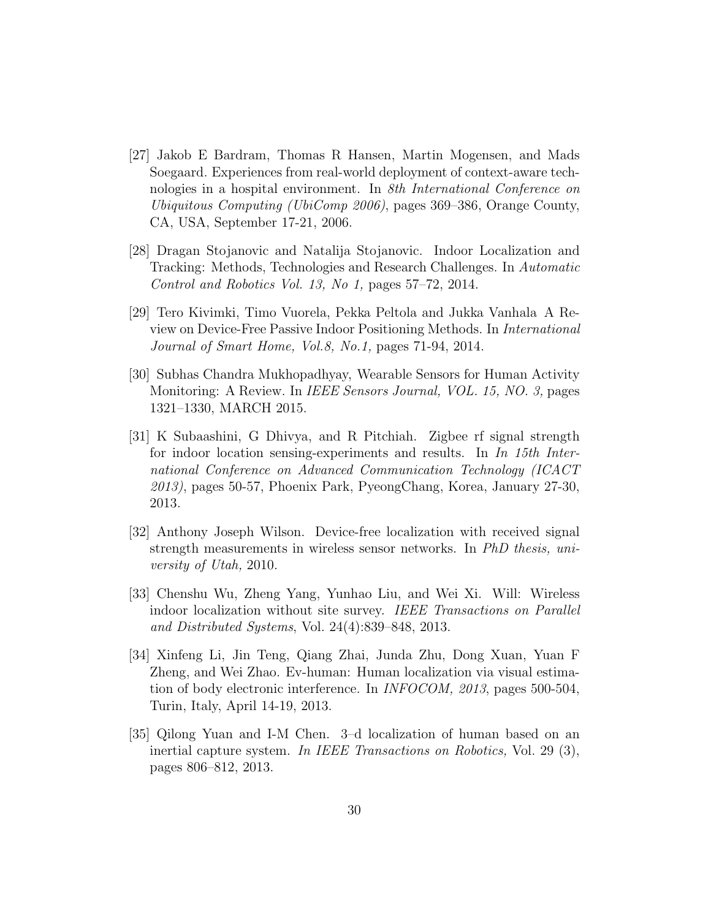[27] Jakob E Bardram, Thomas R Hansen, Martin Mogensen, and Mads Soegaard. Experiences from real-world deployment of context-aware technologies in a hospital environment. In *8th International Conference on Ubiquitous Computing (UbiComp 2006)*, pages 369–386, Orange County, CA, USA, September 17-21, 2006.

[28] Dragan Stojanovic and Natalija Stojanovic. Indoor Localization and Tracking: Methods, Technologies and Research Challenges. In *Automatic Control and Robotics Vol. 13, No 1,* pages 57–72, 2014.

[29] Tero Kivimki, Timo Vuorela, Pekka Peltola and Jukka Vanhala A Review on Device-Free Passive Indoor Positioning Methods. In *International Journal of Smart Home, Vol.8, No.1,* pages 71-94, 2014.

[30] Subhas Chandra Mukhopadhyay, Wearable Sensors for Human Activity Monitoring: A Review. In *IEEE Sensors Journal, VOL. 15, NO. 3,* pages 1321–1330, MARCH 2015.

[31] K Subaashini, G Dhivya, and R Pitchiah. Zigbee rf signal strength for indoor location sensing-experiments and results. In *In 15th International Conference on Advanced Communication Technology (ICACT 2013)*, pages 50-57, Phoenix Park, PyeongChang, Korea, January 27-30, 2013.

[32] Anthony Joseph Wilson. Device-free localization with received signal strength measurements in wireless sensor networks. In *PhD thesis, university of Utah,* 2010.

[33] Chenshu Wu, Zheng Yang, Yunhao Liu, and Wei Xi. Will: Wireless indoor localization without site survey. *IEEE Transactions on Parallel and Distributed Systems*, Vol. 24(4):839–848, 2013.

[34] Xinfeng Li, Jin Teng, Qiang Zhai, Junda Zhu, Dong Xuan, Yuan F Zheng, and Wei Zhao. Ev-human: Human localization via visual estimation of body electronic interference. In *INFOCOM, 2013*, pages 500-504, Turin, Italy, April 14-19, 2013.

[35] Qilong Yuan and I-M Chen. 3–d localization of human based on an inertial capture system. *In IEEE Transactions on Robotics,* Vol. 29 (3), pages 806–812, 2013.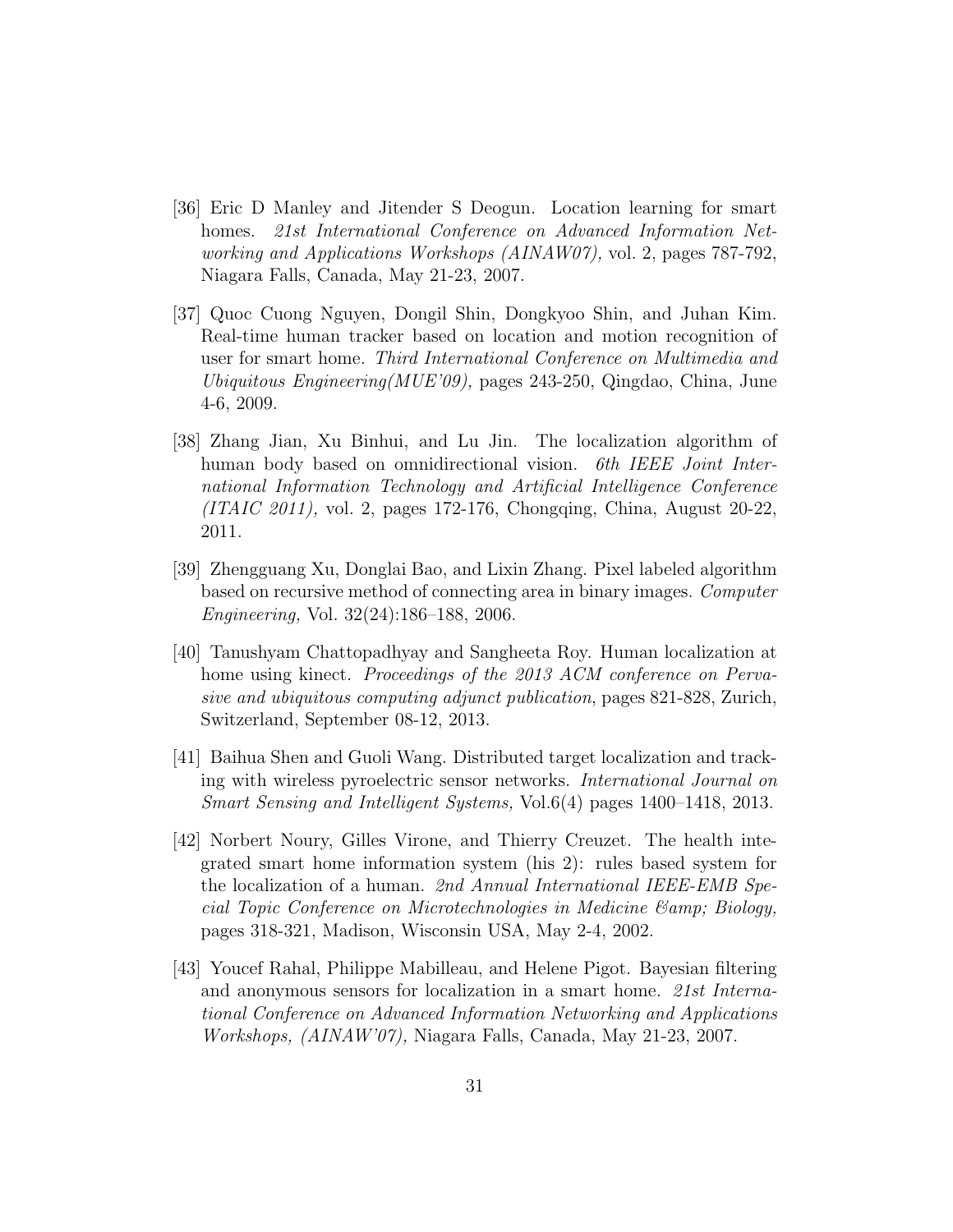[36] Eric D Manley and Jitender S Deogun. Location learning for smart homes. *21st International Conference on Advanced Information Networking and Applications Workshops (AINAW07),* vol. 2, pages 787-792, Niagara Falls, Canada, May 21-23, 2007.

[37] Quoc Cuong Nguyen, Dongil Shin, Dongkyoo Shin, and Juhan Kim. Real-time human tracker based on location and motion recognition of user for smart home. *Third International Conference on Multimedia and Ubiquitous Engineering(MUE'09),* pages 243-250, Qingdao, China, June 4-6, 2009.

[38] Zhang Jian, Xu Binhui, and Lu Jin. The localization algorithm of human body based on omnidirectional vision. *6th IEEE Joint International Information Technology and Artificial Intelligence Conference (ITAIC 2011),* vol. 2, pages 172-176, Chongqing, China, August 20-22, 2011.

[39] Zhengguang Xu, Donglai Bao, and Lixin Zhang. Pixel labeled algorithm based on recursive method of connecting area in binary images. *Computer Engineering,* Vol. 32(24):186–188, 2006.

[40] Tanushyam Chattopadhyay and Sangheeta Roy. Human localization at home using kinect. *Proceedings of the 2013 ACM conference on Pervasive and ubiquitous computing adjunct publication*, pages 821-828, Zurich, Switzerland, September 08-12, 2013.

[41] Baihua Shen and Guoli Wang. Distributed target localization and tracking with wireless pyroelectric sensor networks. *International Journal on Smart Sensing and Intelligent Systems,* Vol.6(4) pages 1400–1418, 2013.

[42] Norbert Noury, Gilles Virone, and Thierry Creuzet. The health integrated smart home information system (his 2): rules based system for the localization of a human. *2nd Annual International IEEE-EMB Special Topic Conference on Microtechnologies in Medicine &amp; Biology,* pages 318-321, Madison, Wisconsin USA, May 2-4, 2002.

[43] Youcef Rahal, Philippe Mabilleau, and Helene Pigot. Bayesian filtering and anonymous sensors for localization in a smart home. *21st International Conference on Advanced Information Networking and Applications Workshops, (AINAW'07),* Niagara Falls, Canada, May 21-23, 2007.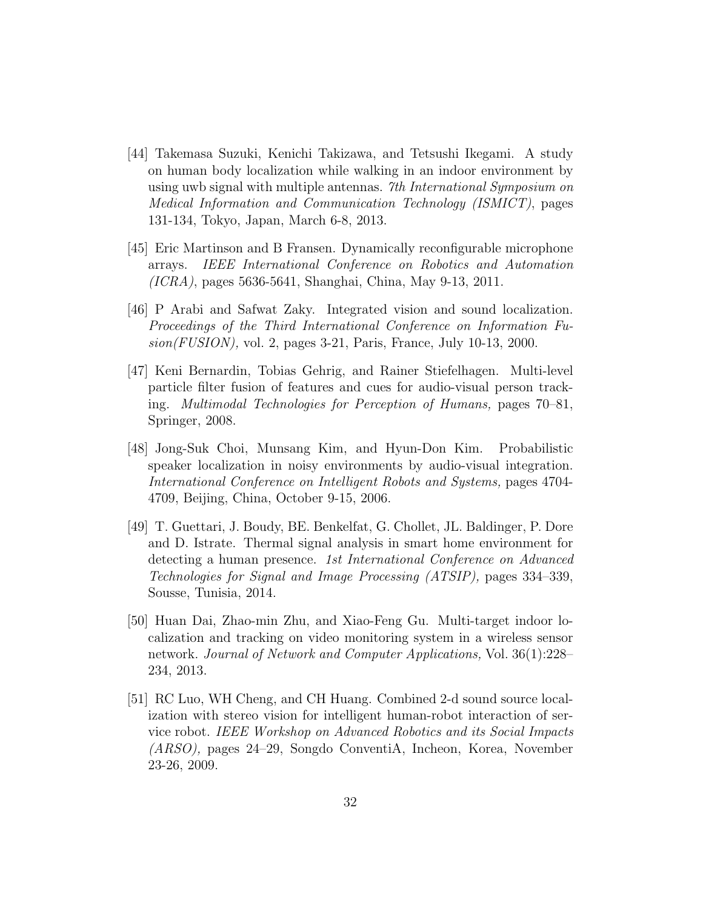[44] Takemasa Suzuki, Kenichi Takizawa, and Tetsushi Ikegami. A study on human body localization while walking in an indoor environment by using uwb signal with multiple antennas. *7th International Symposium on Medical Information and Communication Technology (ISMICT)*, pages 131-134, Tokyo, Japan, March 6-8, 2013.

[45] Eric Martinson and B Fransen. Dynamically reconfigurable microphone arrays. *IEEE International Conference on Robotics and Automation (ICRA)*, pages 5636-5641, Shanghai, China, May 9-13, 2011.

[46] P Arabi and Safwat Zaky. Integrated vision and sound localization. *Proceedings of the Third International Conference on Information Fusion(FUSION),* vol. 2, pages 3-21, Paris, France, July 10-13, 2000.

[47] Keni Bernardin, Tobias Gehrig, and Rainer Stiefelhagen. Multi-level particle filter fusion of features and cues for audio-visual person tracking. *Multimodal Technologies for Perception of Humans,* pages 70–81, Springer, 2008.

[48] Jong-Suk Choi, Munsang Kim, and Hyun-Don Kim. Probabilistic speaker localization in noisy environments by audio-visual integration. *International Conference on Intelligent Robots and Systems,* pages 4704-4709, Beijing, China, October 9-15, 2006.

[49] T. Guettari, J. Boudy, BE. Benkelfat, G. Chollet, JL. Baldinger, P. Dore and D. Istrate. Thermal signal analysis in smart home environment for detecting a human presence. *1st International Conference on Advanced Technologies for Signal and Image Processing (ATSIP),* pages 334–339, Sousse, Tunisia, 2014.

[50] Huan Dai, Zhao-min Zhu, and Xiao-Feng Gu. Multi-target indoor localization and tracking on video monitoring system in a wireless sensor network. *Journal of Network and Computer Applications,* Vol. 36(1):228–234, 2013.

[51] RC Luo, WH Cheng, and CH Huang. Combined 2-d sound source localization with stereo vision for intelligent human-robot interaction of service robot. *IEEE Workshop on Advanced Robotics and its Social Impacts (ARSO),* pages 24–29, Songdo ConventiA, Incheon, Korea, November 23-26, 2009.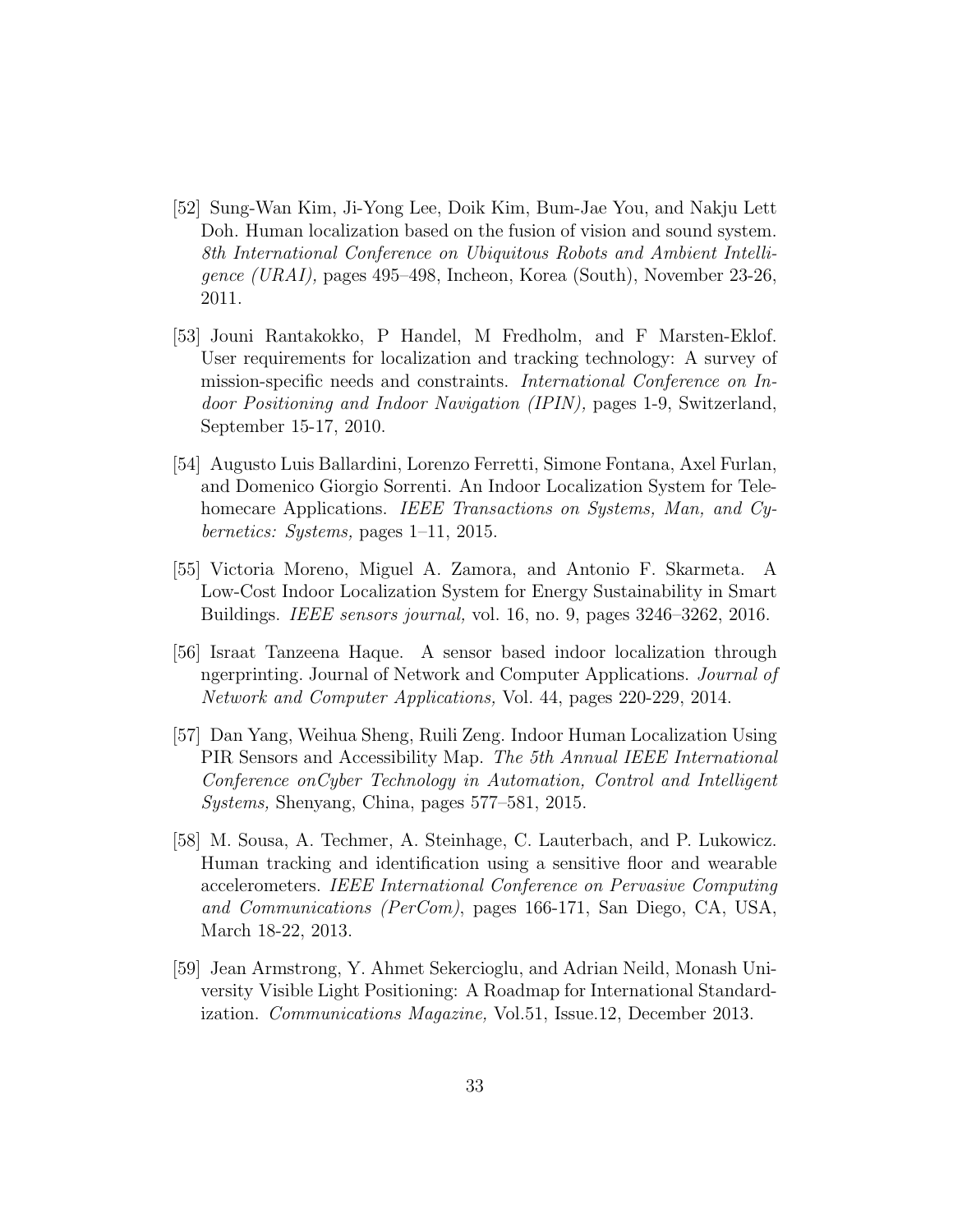[52] Sung-Wan Kim, Ji-Yong Lee, Doik Kim, Bum-Jae You, and Nakju Lett Doh. Human localization based on the fusion of vision and sound system. *8th International Conference on Ubiquitous Robots and Ambient Intelligence (URAI),* pages 495–498, Incheon, Korea (South), November 23-26, 2011.

[53] Jouni Rantakokko, P Handel, M Fredholm, and F Marsten-Eklof. User requirements for localization and tracking technology: A survey of mission-specific needs and constraints. *International Conference on Indoor Positioning and Indoor Navigation (IPIN),* pages 1-9, Switzerland, September 15-17, 2010.

[54] Augusto Luis Ballardini, Lorenzo Ferretti, Simone Fontana, Axel Furlan, and Domenico Giorgio Sorrenti. An Indoor Localization System for Telehomecare Applications. *IEEE Transactions on Systems, Man, and Cybernetics: Systems,* pages 1–11, 2015.

[55] Victoria Moreno, Miguel A. Zamora, and Antonio F. Skarmeta. A Low-Cost Indoor Localization System for Energy Sustainability in Smart Buildings. *IEEE sensors journal,* vol. 16, no. 9, pages 3246–3262, 2016.

[56] Israat Tanzeena Haque. A sensor based indoor localization through ngerprinting. Journal of Network and Computer Applications. *Journal of Network and Computer Applications,* Vol. 44, pages 220-229, 2014.

[57] Dan Yang, Weihua Sheng, Ruili Zeng. Indoor Human Localization Using PIR Sensors and Accessibility Map. *The 5th Annual IEEE International Conference onCyber Technology in Automation, Control and Intelligent Systems,* Shenyang, China, pages 577–581, 2015.

[58] M. Sousa, A. Techmer, A. Steinhage, C. Lauterbach, and P. Lukowicz. Human tracking and identification using a sensitive floor and wearable accelerometers. *IEEE International Conference on Pervasive Computing and Communications (PerCom)*, pages 166-171, San Diego, CA, USA, March 18-22, 2013.

[59] Jean Armstrong, Y. Ahmet Sekercioglu, and Adrian Neild, Monash University Visible Light Positioning: A Roadmap for International Standardization. *Communications Magazine,* Vol.51, Issue.12, December 2013.